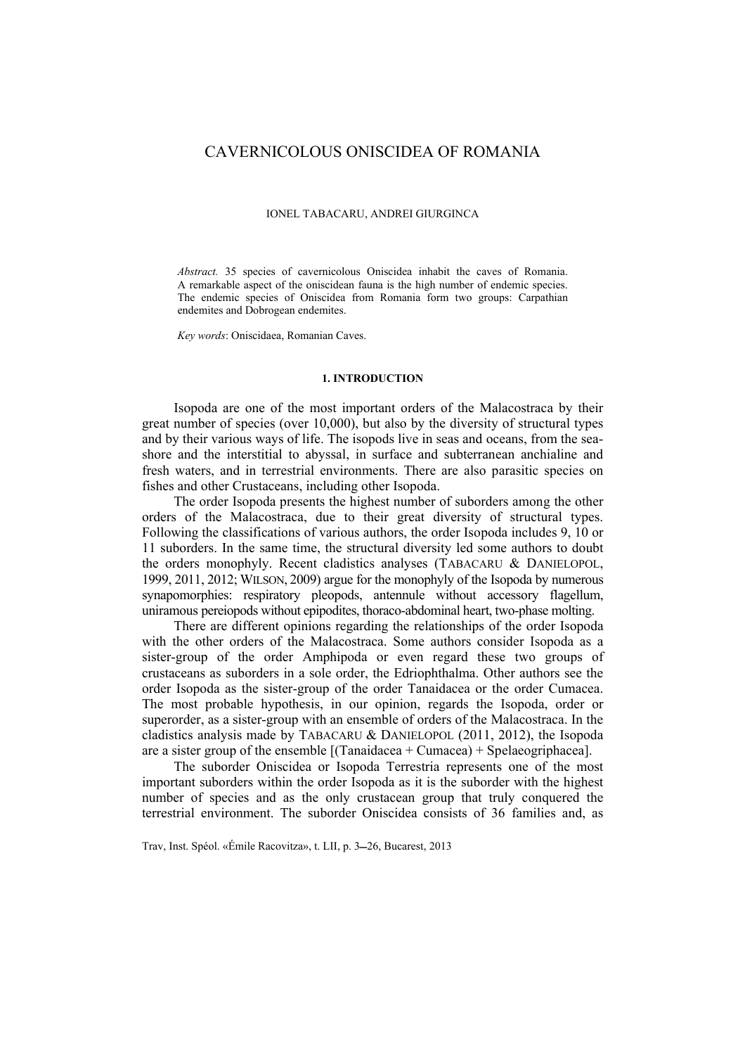# CAVERNICOLOUS ONISCIDEA OF ROMANIA

IONEL TABACARU, ANDREI GIURGINCA

*Abstract.* 35 species of cavernicolous Oniscidea inhabit the caves of Romania. A remarkable aspect of the oniscidean fauna is the high number of endemic species. The endemic species of Oniscidea from Romania form two groups: Carpathian endemites and Dobrogean endemites.

*Key words*: Oniscidaea, Romanian Caves.

## 1. INTRODUCTION

Isopoda are one of the most important orders of the Malacostraca by their great number of species (over 10,000), but also by the diversity of structural types and by their various ways of life. The isopods live in seas and oceans, from the sea-shore and the interstitial to abyssal, in surface and subterranean anchialine and fresh waters, and in terrestrial environments. There are also parasitic species on fishes and other Crustaceans, including other Isopoda.

The order Isopoda presents the highest number of suborders among the other orders of the Malacostraca, due to their great diversity of structural types. Following the classifications of various authors, the order Isopoda includes 9, 10 or 11 suborders. In the same time, the structural diversity led some authors to doubt the orders monophyly. Recent cladistics analyses (TABACARU & DANIELOPOL, 1999, 2011, 2012; WILSON, 2009) argue for the monophyly of the Isopoda by numerous synapomorphies: respiratory pleopods, antennule without accessory flagellum, uniramous pereiopods without epipodites, thoraco-abdominal heart, two-phase molting.

There are different opinions regarding the relationships of the order Isopoda with the other orders of the Malacostraca. Some authors consider Isopoda as a sister-group of the order Amphipoda or even regard these two groups of crustaceans as suborders in a sole order, the Edriophthalma. Other authors see the order Isopoda as the sister-group of the order Tanaidacea or the order Cumacea. The most probable hypothesis, in our opinion, regards the Isopoda, order or superorder, as a sister-group with an ensemble of orders of the Malacostraca. In the cladistics analysis made by TABACARU & DANIELOPOL (2011, 2012), the Isopoda are a sister group of the ensemble [(Tanaidacea + Cumacea) + Spelaeogriphacea].

The suborder Oniscidea or Isopoda Terrestria represents one of the most important suborders within the order Isopoda as it is the suborder with the highest number of species and as the only crustacean group that truly conquered the terrestrial environment. The suborder Oniscidea consists of 36 families and, as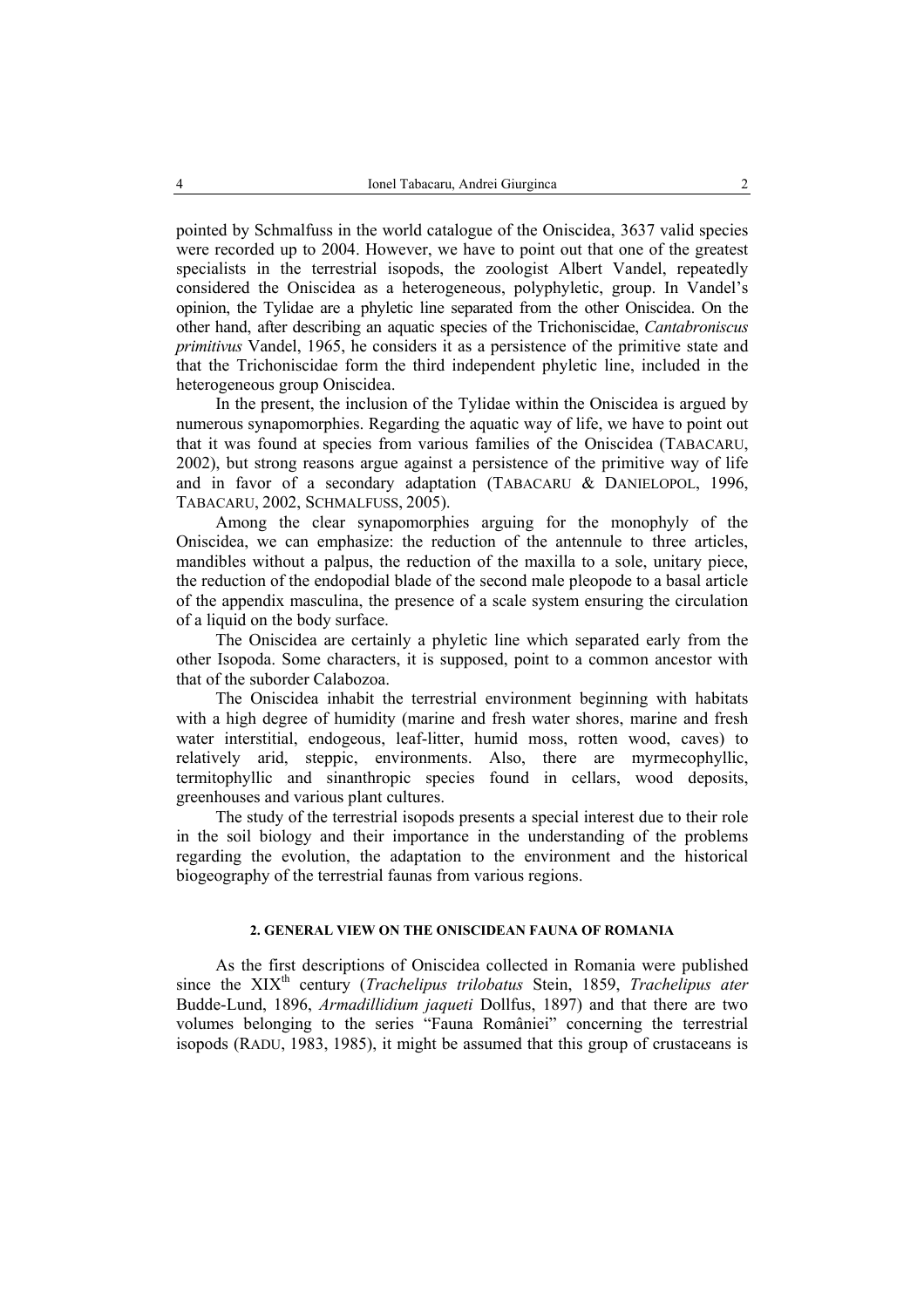pointed by Schmalfuss in the world catalogue of the Oniscidea, 3637 valid species were recorded up to 2004. However, we have to point out that one of the greatest specialists in the terrestrial isopods, the zoologist Albert Vandel, repeatedly considered the Oniscidea as a heterogeneous, polyphyletic, group. In Vandel's opinion, the Tylidae are a phyletic line separated from the other Oniscidea. On the other hand, after describing an aquatic species of the Trichoniscidae, *Cantabroniscus primitivus* Vandel, 1965, he considers it as a persistence of the primitive state and that the Trichoniscidae form the third independent phyletic line, included in the heterogeneous group Oniscidea.

In the present, the inclusion of the Tylidae within the Oniscidea is argued by numerous synapomorphies. Regarding the aquatic way of life, we have to point out that it was found at species from various families of the Oniscidea (TABACARU, 2002), but strong reasons argue against a persistence of the primitive way of life and in favor of a secondary adaptation (TABACARU & DANIELOPOL, 1996, TABACARU, 2002, SCHMALFUSS, 2005).

Among the clear synapomorphies arguing for the monophyly of the Oniscidea, we can emphasize: the reduction of the antennule to three articles, mandibles without a palpus, the reduction of the maxilla to a sole, unitary piece, the reduction of the endopodial blade of the second male pleopode to a basal article of the appendix masculina, the presence of a scale system ensuring the circulation of a liquid on the body surface.

The Oniscidea are certainly a phyletic line which separated early from the other Isopoda. Some characters, it is supposed, point to a common ancestor with that of the suborder Calabozoa.

The Oniscidea inhabit the terrestrial environment beginning with habitats with a high degree of humidity (marine and fresh water shores, marine and fresh water interstitial, endogeous, leaf-litter, humid moss, rotten wood, caves) to relatively arid, steppic, environments. Also, there are myrmecophyllic, termitophyllic and sinanthropic species found in cellars, wood deposits, greenhouses and various plant cultures.

The study of the terrestrial isopods presents a special interest due to their role in the soil biology and their importance in the understanding of the problems regarding the evolution, the adaptation to the environment and the historical biogeography of the terrestrial faunas from various regions.

## 2. GENERAL VIEW ON THE ONISCIDEAN FAUNA OF ROMANIA

As the first descriptions of Oniscidea collected in Romania were published since the XIX$^{th}$ century (*Trachelipus trilobatus* Stein, 1859, *Trachelipus ater* Budde-Lund, 1896, *Armadillidium jaqueti* Dollfus, 1897) and that there are two volumes belonging to the series "Fauna României" concerning the terrestrial isopods (RADU, 1983, 1985), it might be assumed that this group of crustaceans is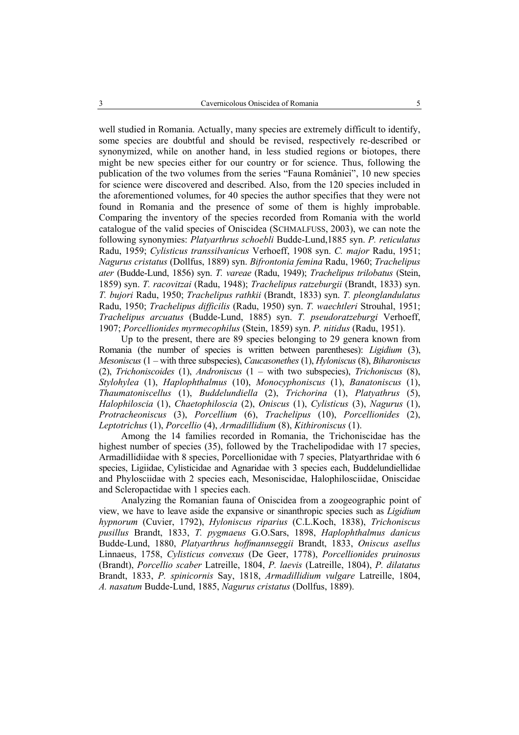well studied in Romania. Actually, many species are extremely difficult to identify, some species are doubtful and should be revised, respectively re-described or synonymized, while on another hand, in less studied regions or biotopes, there might be new species either for our country or for science. Thus, following the publication of the two volumes from the series "Fauna României", 10 new species for science were discovered and described. Also, from the 120 species included in the aforementioned volumes, for 40 species the author specifies that they were not found in Romania and the presence of some of them is highly improbable. Comparing the inventory of the species recorded from Romania with the world catalogue of the valid species of Oniscidea (SCHMALFUSS, 2003), we can note the following synonymies: *Platyarthrus schoebli* Budde-Lund,1885 syn. *P. reticulatus* Radu, 1959; *Cylisticus transsilvanicus* Verhoeff, 1908 syn. *C. major* Radu, 1951; *Nagurus cristatus* (Dollfus, 1889) syn. *Bifrontonia femina* Radu, 1960; *Trachelipus ater* (Budde-Lund, 1856) syn. *T. vareae* (Radu, 1949); *Trachelipus trilobatus* (Stein, 1859) syn. *T. racovitzai* (Radu, 1948); *Trachelipus ratzeburgii* (Brandt, 1833) syn. *T. bujori* Radu, 1950; *Trachelipus rathkii* (Brandt, 1833) syn. *T. pleonglandulatus* Radu, 1950; *Trachelipus difficilis* (Radu, 1950) syn. *T. waechtleri* Strouhal, 1951; *Trachelipus arcuatus* (Budde-Lund, 1885) syn. *T. pseudoratzeburgi* Verhoeff, 1907; *Porcellionides myrmecophilus* (Stein, 1859) syn. *P. nitidus* (Radu, 1951).

Up to the present, there are 89 species belonging to 29 genera known from Romania (the number of species is written between parentheses): *Ligidium* (3), *Mesoniscus* (1 – with three subspecies), *Caucasonethes* (1), *Hyloniscus* (8), *Biharoniscus* (2), *Trichoniscoides* (1), *Androniscus* (1 – with two subspecies), *Trichoniscus* (8), *Stylohylea* (1), *Haplophthalmus* (10), *Monocyphoniscus* (1), *Banatoniscus* (1), *Thaumatoniscellus* (1), *Buddelundiella* (2), *Trichorina* (1), *Platyathrus* (5), *Halophiloscia* (1), *Chaetophiloscia* (2), *Oniscus* (1), *Cylisticus* (3), *Nagurus* (1), *Protracheoniscus* (3), *Porcellium* (6), *Trachelipus* (10), *Porcellionides* (2), *Leptotrichus* (1), *Porcellio* (4), *Armadillidium* (8), *Kithironiscus* (1).

Among the 14 families recorded in Romania, the Trichoniscidae has the highest number of species (35), followed by the Trachelipodidae with 17 species, Armadillidiidae with 8 species, Porcellionidae with 7 species, Platyarthridae with 6 species, Ligiidae, Cylisticidae and Agnaridae with 3 species each, Buddelundiellidae and Phylosciidae with 2 species each, Mesoniscidae, Halophilosciidae, Oniscidae and Scleropactidae with 1 species each.

Analyzing the Romanian fauna of Oniscidea from a zoogeographic point of view, we have to leave aside the expansive or sinanthropic species such as *Ligidium hypnorum* (Cuvier, 1792), *Hyloniscus riparius* (C.L.Koch, 1838), *Trichoniscus pusillus* Brandt, 1833, *T. pygmaeus* G.O.Sars, 1898, *Haplophthalmus danicus* Budde-Lund, 1880, *Platyarthrus hoffmannseggii* Brandt, 1833, *Oniscus asellus* Linnaeus, 1758, *Cylisticus convexus* (De Geer, 1778), *Porcellionides pruinosus* (Brandt), *Porcellio scaber* Latreille, 1804, *P. laevis* (Latreille, 1804), *P. dilatatus* Brandt, 1833, *P. spinicornis* Say, 1818, *Armadillidium vulgare* Latreille, 1804, *A. nasatum* Budde-Lund, 1885, *Nagurus cristatus* (Dollfus, 1889).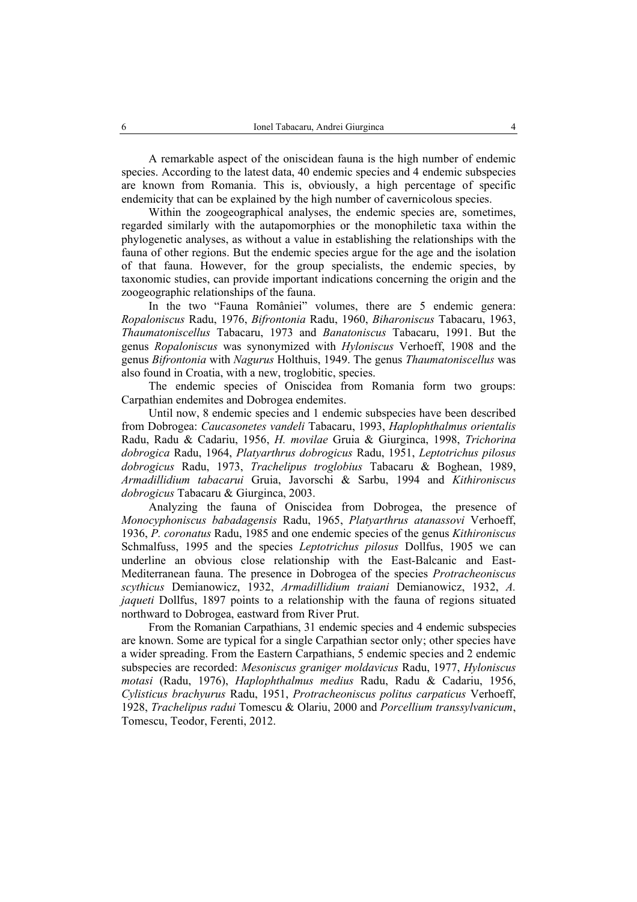A remarkable aspect of the oniscidean fauna is the high number of endemic species. According to the latest data, 40 endemic species and 4 endemic subspecies are known from Romania. This is, obviously, a high percentage of specific endemicity that can be explained by the high number of cavernicolous species.

Within the zoogeographical analyses, the endemic species are, sometimes, regarded similarly with the autapomorphies or the monophiletic taxa within the phylogenetic analyses, as without a value in establishing the relationships with the fauna of other regions. But the endemic species argue for the age and the isolation of that fauna. However, for the group specialists, the endemic species, by taxonomic studies, can provide important indications concerning the origin and the zoogeographic relationships of the fauna.

In the two "Fauna României" volumes, there are 5 endemic genera: *Ropaloniscus* Radu, 1976, *Bifrontonia* Radu, 1960, *Biharoniscus* Tabacaru, 1963, *Thaumatoniscellus* Tabacaru, 1973 and *Banatoniscus* Tabacaru, 1991. But the genus *Ropaloniscus* was synonymized with *Hyloniscus* Verhoeff, 1908 and the genus *Bifrontonia* with *Nagurus* Holthuis, 1949. The genus *Thaumatoniscellus* was also found in Croatia, with a new, troglobitic, species.

The endemic species of Oniscidea from Romania form two groups: Carpathian endemites and Dobrogea endemites.

Until now, 8 endemic species and 1 endemic subspecies have been described from Dobrogea: *Caucasonetes vandeli* Tabacaru, 1993, *Haplophthalmus orientalis* Radu, Radu & Cadariu, 1956, *H. movilae* Gruia & Giurginca, 1998, *Trichorina dobrogica* Radu, 1964, *Platyarthrus dobrogicus* Radu, 1951, *Leptotrichus pilosus dobrogicus* Radu, 1973, *Trachelipus troglobius* Tabacaru & Boghean, 1989, *Armadillidium tabacarui* Gruia, Javorschi & Sarbu, 1994 and *Kithironiscus dobrogicus* Tabacaru & Giurginca, 2003.

Analyzing the fauna of Oniscidea from Dobrogea, the presence of *Monocyphoniscus babadagensis* Radu, 1965, *Platyarthrus atanassovi* Verhoeff, 1936, *P. coronatus* Radu, 1985 and one endemic species of the genus *Kithironiscus* Schmalfuss, 1995 and the species *Leptotrichus pilosus* Dollfus, 1905 we can underline an obvious close relationship with the East-Balcanic and East-Mediterranean fauna. The presence in Dobrogea of the species *Protracheoniscus scythicus* Demianowicz, 1932, *Armadillidium traiani* Demianowicz, 1932, *A. jaqueti* Dollfus, 1897 points to a relationship with the fauna of regions situated northward to Dobrogea, eastward from River Prut.

From the Romanian Carpathians, 31 endemic species and 4 endemic subspecies are known. Some are typical for a single Carpathian sector only; other species have a wider spreading. From the Eastern Carpathians, 5 endemic species and 2 endemic subspecies are recorded: *Mesoniscus graniger moldavicus* Radu, 1977, *Hyloniscus motasi* (Radu, 1976), *Haplophthalmus medius* Radu, Radu & Cadariu, 1956, *Cylisticus brachyurus* Radu, 1951, *Protracheoniscus politus carpaticus* Verhoeff, 1928, *Trachelipus radui* Tomescu & Olariu, 2000 and *Porcellium transsylvanicum*, Tomescu, Teodor, Ferenti, 2012.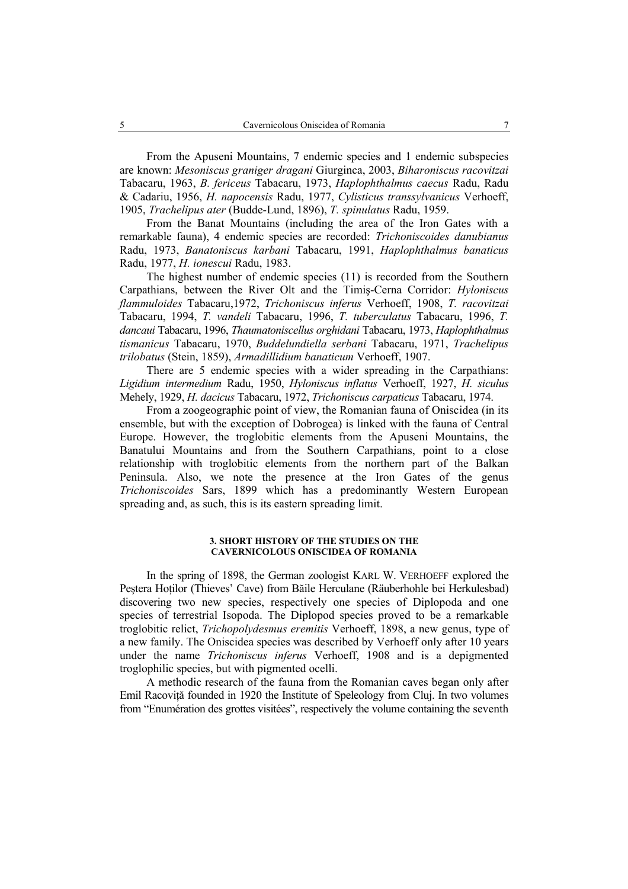From the Apuseni Mountains, 7 endemic species and 1 endemic subspecies are known: *Mesoniscus graniger dragani* Giurginca, 2003, *Biharoniscus racovitzai* Tabacaru, 1963, *B. fericeus* Tabacaru, 1973, *Haplophthalmus caecus* Radu, Radu & Cadariu, 1956, *H. napocensis* Radu, 1977, *Cylisticus transsylvanicus* Verhoeff, 1905, *Trachelipus ater* (Budde-Lund, 1896), *T. spinulatus* Radu, 1959.

From the Banat Mountains (including the area of the Iron Gates with a remarkable fauna), 4 endemic species are recorded: *Trichoniscoides danubianus* Radu, 1973, *Banatoniscus karbani* Tabacaru, 1991, *Haplophthalmus banaticus* Radu, 1977, *H. ionescui* Radu, 1983.

The highest number of endemic species (11) is recorded from the Southern Carpathians, between the River Olt and the Timiş-Cerna Corridor: *Hyloniscus flammuloides* Tabacaru,1972, *Trichoniscus inferus* Verhoeff, 1908, *T. racovitzai* Tabacaru, 1994, *T. vandeli* Tabacaru, 1996, *T. tuberculatus* Tabacaru, 1996, *T. dancaui* Tabacaru, 1996, *Thaumatoniscellus orghidani* Tabacaru, 1973, *Haplophthalmus tismanicus* Tabacaru, 1970, *Buddelundiella serbani* Tabacaru, 1971, *Trachelipus trilobatus* (Stein, 1859), *Armadillidium banaticum* Verhoeff, 1907.

There are 5 endemic species with a wider spreading in the Carpathians: *Ligidium intermedium* Radu, 1950, *Hyloniscus inflatus* Verhoeff, 1927, *H. siculus* Mehely, 1929, *H. dacicus* Tabacaru, 1972, *Trichoniscus carpaticus* Tabacaru, 1974.

From a zoogeographic point of view, the Romanian fauna of Oniscidea (in its ensemble, but with the exception of Dobrogea) is linked with the fauna of Central Europe. However, the troglobitic elements from the Apuseni Mountains, the Banatului Mountains and from the Southern Carpathians, point to a close relationship with troglobitic elements from the northern part of the Balkan Peninsula. Also, we note the presence at the Iron Gates of the genus *Trichoniscoides* Sars, 1899 which has a predominantly Western European spreading and, as such, this is its eastern spreading limit.

## 3. SHORT HISTORY OF THE STUDIES ON THE CAVERNICOLOUS ONISCIDEA OF ROMANIA

In the spring of 1898, the German zoologist KARL W. VERHOEFF explored the Peştera Hoţilor (Thieves' Cave) from Băile Herculane (Räuberhohle bei Herkulesbad) discovering two new species, respectively one species of Diplopoda and one species of terrestrial Isopoda. The Diplopod species proved to be a remarkable troglobitic relict, *Trichopolydesmus eremitis* Verhoeff, 1898, a new genus, type of a new family. The Oniscidea species was described by Verhoeff only after 10 years under the name *Trichoniscus inferus* Verhoeff, 1908 and is a depigmented troglophilic species, but with pigmented ocelli.

A methodic research of the fauna from the Romanian caves began only after Emil Racoviţă founded in 1920 the Institute of Speleology from Cluj. In two volumes from "Enumération des grottes visitées", respectively the volume containing the seventh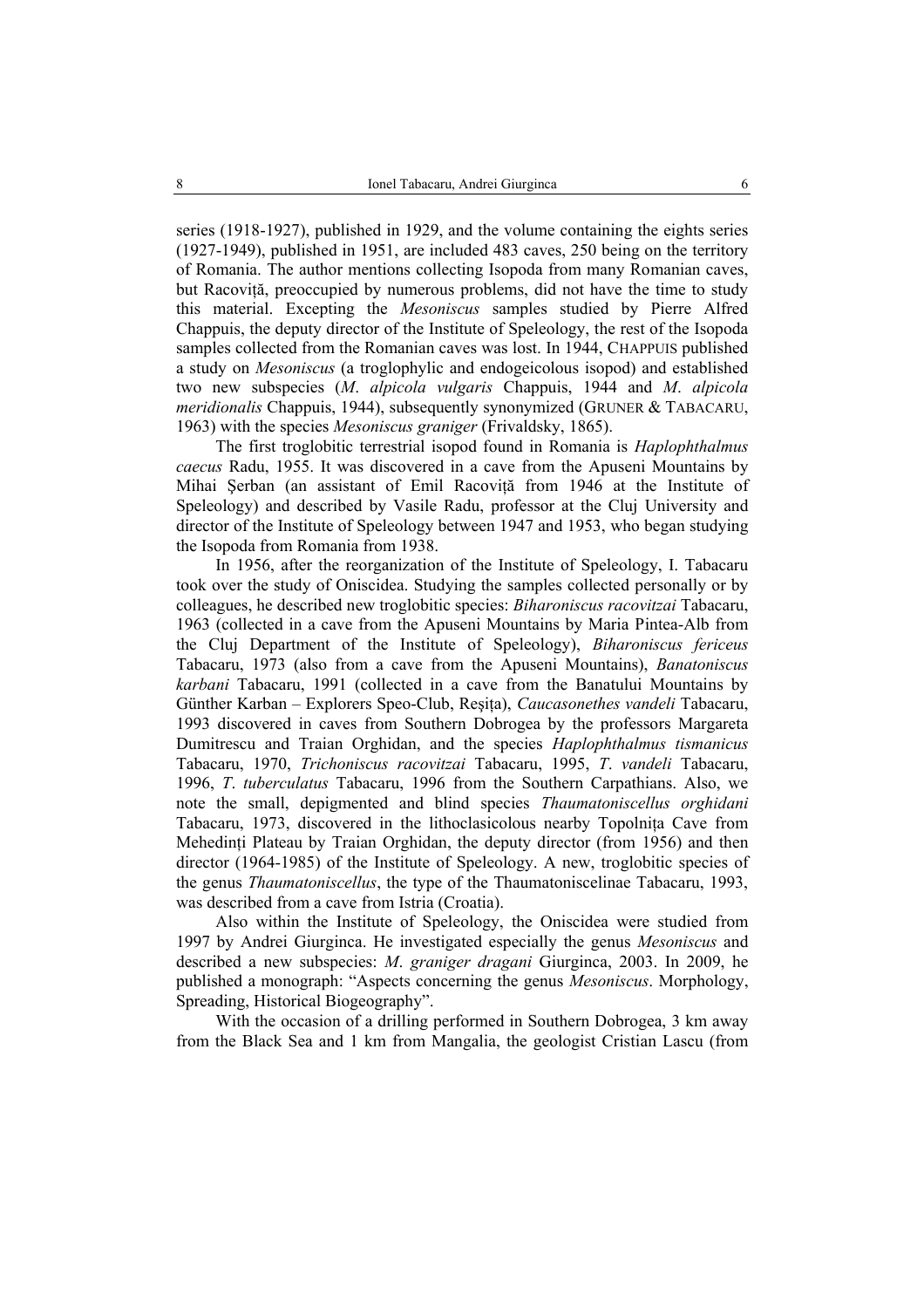series (1918-1927), published in 1929, and the volume containing the eights series (1927-1949), published in 1951, are included 483 caves, 250 being on the territory of Romania. The author mentions collecting Isopoda from many Romanian caves, but Racoviță, preoccupied by numerous problems, did not have the time to study this material. Excepting the *Mesoniscus* samples studied by Pierre Alfred Chappuis, the deputy director of the Institute of Speleology, the rest of the Isopoda samples collected from the Romanian caves was lost. In 1944, CHAPPUIS published a study on *Mesoniscus* (a troglophylic and endogeicolous isopod) and established two new subspecies (*M. alpicola vulgaris* Chappuis, 1944 and *M. alpicola meridionalis* Chappuis, 1944), subsequently synonymized (GRUNER & TABACARU, 1963) with the species *Mesoniscus graniger* (Frivaldsky, 1865).

The first troglobitic terrestrial isopod found in Romania is *Haplophthalmus caecus* Radu, 1955. It was discovered in a cave from the Apuseni Mountains by Mihai Șerban (an assistant of Emil Racoviță from 1946 at the Institute of Speleology) and described by Vasile Radu, professor at the Cluj University and director of the Institute of Speleology between 1947 and 1953, who began studying the Isopoda from Romania from 1938.

In 1956, after the reorganization of the Institute of Speleology, I. Tabacaru took over the study of Oniscidea. Studying the samples collected personally or by colleagues, he described new troglobitic species: *Biharoniscus racovitzai* Tabacaru, 1963 (collected in a cave from the Apuseni Mountains by Maria Pintea-Alb from the Cluj Department of the Institute of Speleology), *Biharoniscus fericeus* Tabacaru, 1973 (also from a cave from the Apuseni Mountains), *Banatoniscus karbani* Tabacaru, 1991 (collected in a cave from the Banatului Mountains by Günther Karban – Explorers Speo-Club, Reşiţa), *Caucasonethes vandeli* Tabacaru, 1993 discovered in caves from Southern Dobrogea by the professors Margareta Dumitrescu and Traian Orghidan, and the species *Haplophthalmus tismanicus* Tabacaru, 1970, *Trichoniscus racovitzai* Tabacaru, 1995, *T. vandeli* Tabacaru, 1996, *T. tuberculatus* Tabacaru, 1996 from the Southern Carpathians. Also, we note the small, depigmented and blind species *Thaumatoniscellus orghidani* Tabacaru, 1973, discovered in the lithoclasicolous nearby Topolnița Cave from Mehedinți Plateau by Traian Orghidan, the deputy director (from 1956) and then director (1964-1985) of the Institute of Speleology. A new, troglobitic species of the genus *Thaumatoniscellus*, the type of the Thaumatoniscelinae Tabacaru, 1993, was described from a cave from Istria (Croatia).

Also within the Institute of Speleology, the Oniscidea were studied from 1997 by Andrei Giurginca. He investigated especially the genus *Mesoniscus* and described a new subspecies: *M. graniger dragani* Giurginca, 2003. In 2009, he published a monograph: "Aspects concerning the genus *Mesoniscus*. Morphology, Spreading, Historical Biogeography".

With the occasion of a drilling performed in Southern Dobrogea, 3 km away from the Black Sea and 1 km from Mangalia, the geologist Cristian Lascu (from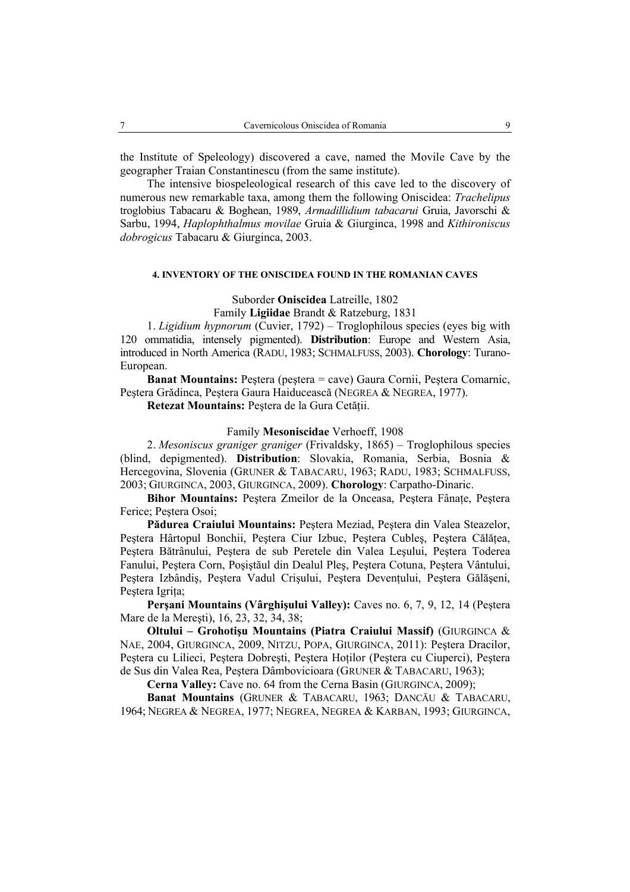the Institute of Speleology) discovered a cave, named the Movile Cave by the geographer Traian Constantinescu (from the same institute).

The intensive biospeleological research of this cave led to the discovery of numerous new remarkable taxa, among them the following Oniscidea: *Trachelipus* troglobius Tabacaru & Boghean, 1989, *Armadillidium tabacarui* Gruia, Javorschi & Sarbu, 1994, *Haplophthalmus movilae* Gruia & Giurginca, 1998 and *Kithironiscus dobrogicus* Tabacaru & Giurginca, 2003.

## 4. INVENTORY OF THE ONISCIDEA FOUND IN THE ROMANIAN CAVES

Suborder **Oniscidea** Latreille, 1802

Family **Ligiidae** Brandt & Ratzeburg, 1831

1. *Ligidium hypnorum* (Cuvier, 1792) – Troglophilous species (eyes big with 120 ommatidia, intensely pigmented). **Distribution**: Europe and Western Asia, introduced in North America (RADU, 1983; SCHMALFUSS, 2003). **Chorology**: Turano-European.

**Banat Mountains:** Peştera (peştera = cave) Gaura Cornii, Peştera Comarnic, Peştera Grădinca, Peştera Gaura Haiducească (NEGREA & NEGREA, 1977).

**Retezat Mountains:** Peştera de la Gura Cetăţii.

Family **Mesoniscidae** Verhoeff, 1908

2. *Mesoniscus graniger graniger* (Frivaldsky, 1865) – Troglophilous species (blind, depigmented). **Distribution**: Slovakia, Romania, Serbia, Bosnia & Hercegovina, Slovenia (GRUNER & TABACARU, 1963; RADU, 1983; SCHMALFUSS, 2003; GIURGINCA, 2003, GIURGINCA, 2009). **Chorology**: Carpatho-Dinaric.

**Bihor Mountains:** Peştera Zmeilor de la Onceasa, Peştera Fânaţe, Peştera Ferice; Peştera Osoi;

**Pădurea Craiului Mountains:** Peştera Meziad, Peştera din Valea Steazelor, Peştera Hârtopul Bonchii, Peştera Ciur Izbuc, Peştera Cubleş, Peştera Călăţea, Peştera Bătrânului, Peştera de sub Peretele din Valea Leşului, Peştera Toderea Fanului, Peştera Corn, Poşiştăul din Dealul Pleş, Peştera Cotuna, Peştera Vântului, Peştera Izbândiş, Peştera Vadul Crişului, Peştera Devenţului, Peştera Gălăşeni, Peştera Igriţa;

**Perşani Mountains (Vârghişului Valley):** Caves no. 6, 7, 9, 12, 14 (Peştera Mare de la Mereşti), 16, 23, 32, 34, 38;

**Oltului – Grohotişu Mountains (Piatra Craiului Massif)** (GIURGINCA & NAE, 2004, GIURGINCA, 2009, NITZU, POPA, GIURGINCA, 2011): Peştera Dracilor, Peştera cu Lilieci, Peştera Dobreşti, Peştera Hoţilor (Peştera cu Ciuperci), Peştera de Sus din Valea Rea, Peştera Dâmbovicioara (GRUNER & TABACARU, 1963);

**Cerna Valley:** Cave no. 64 from the Cerna Basin (GIURGINCA, 2009);

**Banat Mountains** (GRUNER & TABACARU, 1963; DANCĂU & TABACARU, 1964; NEGREA & NEGREA, 1977; NEGREA, NEGREA & KARBAN, 1993; GIURGINCA,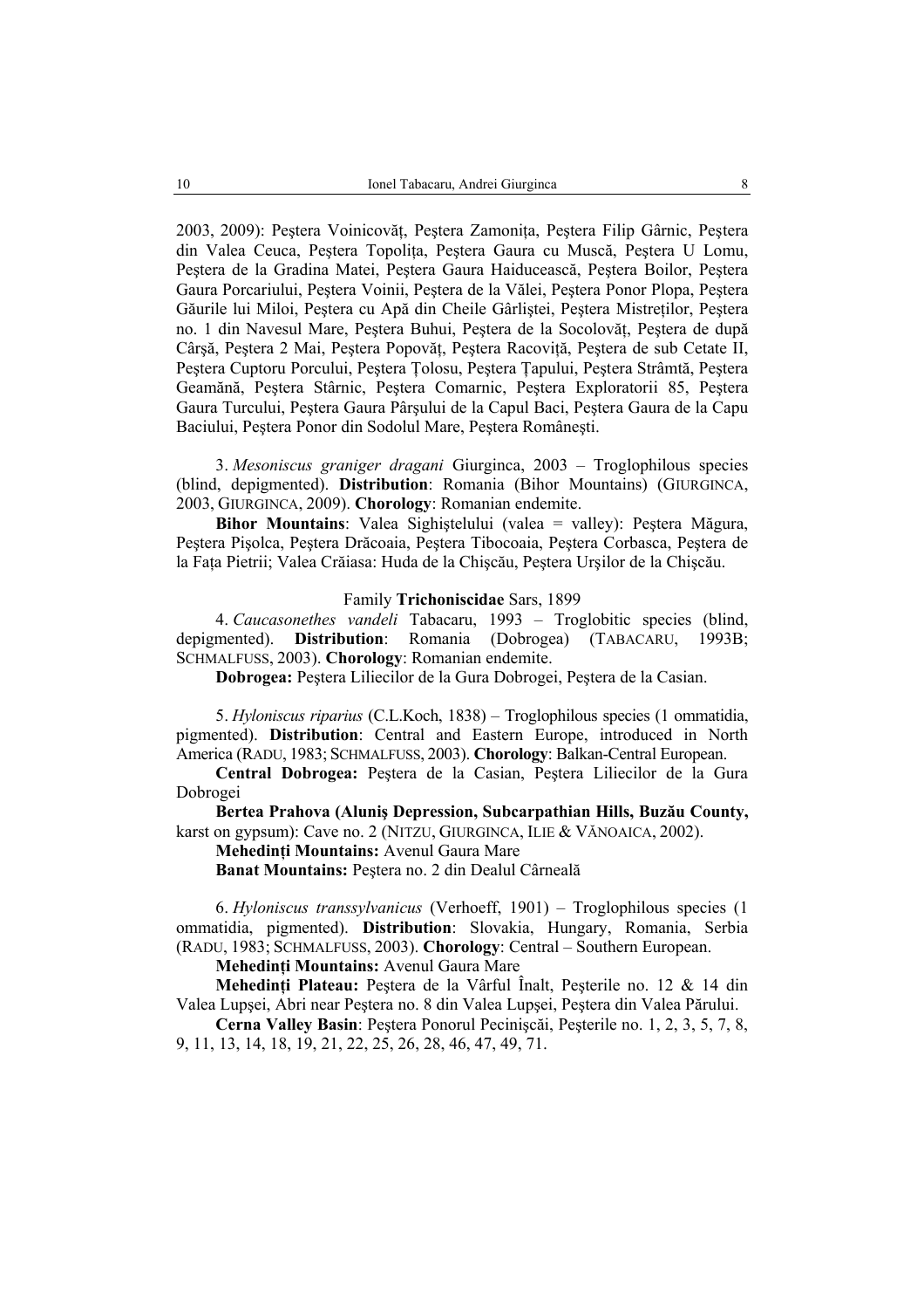2003, 2009): Peştera Voinicovăţ, Peştera Zamoniţa, Peştera Filip Gârnic, Peştera din Valea Ceuca, Peştera Topoliţa, Peştera Gaura cu Muscă, Peştera U Lomu, Peştera de la Gradina Matei, Peştera Gaura Haiducească, Peştera Boilor, Peştera Gaura Porcariului, Peştera Voinii, Peştera de la Vălei, Peştera Ponor Plopa, Peştera Găurile lui Miloi, Peştera cu Apă din Cheile Gârliştei, Peştera Mistreţilor, Peştera no. 1 din Navesul Mare, Peştera Buhui, Peştera de la Socolovăţ, Peştera de după Cârşă, Peştera 2 Mai, Peştera Popovăţ, Peştera Racoviţă, Peştera de sub Cetate II, Peştera Cuptoru Porcului, Peştera Ţolosu, Peştera Ţapului, Peştera Strâmtă, Peştera Geamănă, Peştera Stârnic, Peştera Comarnic, Peştera Exploratorii 85, Peştera Gaura Turcului, Peştera Gaura Pârşului de la Capul Baci, Peştera Gaura de la Capu Baciului, Peştera Ponor din Sodolul Mare, Peştera Româneşti.

3. *Mesoniscus graniger dragani* Giurginca, 2003 – Troglophilous species (blind, depigmented). **Distribution**: Romania (Bihor Mountains) (GIURGINCA, 2003, GIURGINCA, 2009). **Chorology**: Romanian endemite.

**Bihor Mountains**: Valea Sighiştelului (valea = valley): Peştera Măgura, Peştera Pişolca, Peştera Drăcoaia, Peştera Tibocoaia, Peştera Corbasca, Peştera de la Faţa Pietrii; Valea Crăiasa: Huda de la Chişcău, Peştera Urşilor de la Chişcău.

Family **Trichoniscidae** Sars, 1899

4. *Caucasonethes vandeli* Tabacaru, 1993 – Troglobitic species (blind, depigmented). **Distribution**: Romania (Dobrogea) (TABACARU, 1993B; SCHMALFUSS, 2003). **Chorology**: Romanian endemite.

**Dobrogea:** Peştera Liliecilor de la Gura Dobrogei, Peştera de la Casian.

5. *Hyloniscus riparius* (C.L.Koch, 1838) – Troglophilous species (1 ommatidia, pigmented). **Distribution**: Central and Eastern Europe, introduced in North America (RADU, 1983; SCHMALFUSS, 2003). **Chorology**: Balkan-Central European.

**Central Dobrogea:** Peştera de la Casian, Peştera Liliecilor de la Gura Dobrogei

**Bertea Prahova (Aluniş Depression, Subcarpathian Hills, Buzău County,** karst on gypsum): Cave no. 2 (NITZU, GIURGINCA, ILIE & VĂNOAICA, 2002).

**Mehedinţi Mountains:** Avenul Gaura Mare

**Banat Mountains:** Peştera no. 2 din Dealul Cârneală

6. *Hyloniscus transsylvanicus* (Verhoeff, 1901) – Troglophilous species (1 ommatidia, pigmented). **Distribution**: Slovakia, Hungary, Romania, Serbia (RADU, 1983; SCHMALFUSS, 2003). **Chorology**: Central – Southern European.

**Mehedinţi Mountains:** Avenul Gaura Mare

**Mehedinţi Plateau:** Peştera de la Vârful Înalt, Peşterile no. 12 & 14 din Valea Lupşei, Abri near Peştera no. 8 din Valea Lupşei, Peştera din Valea Părului.

**Cerna Valley Basin**: Peştera Ponorul Pecinişcăi, Peşterile no. 1, 2, 3, 5, 7, 8, 9, 11, 13, 14, 18, 19, 21, 22, 25, 26, 28, 46, 47, 49, 71.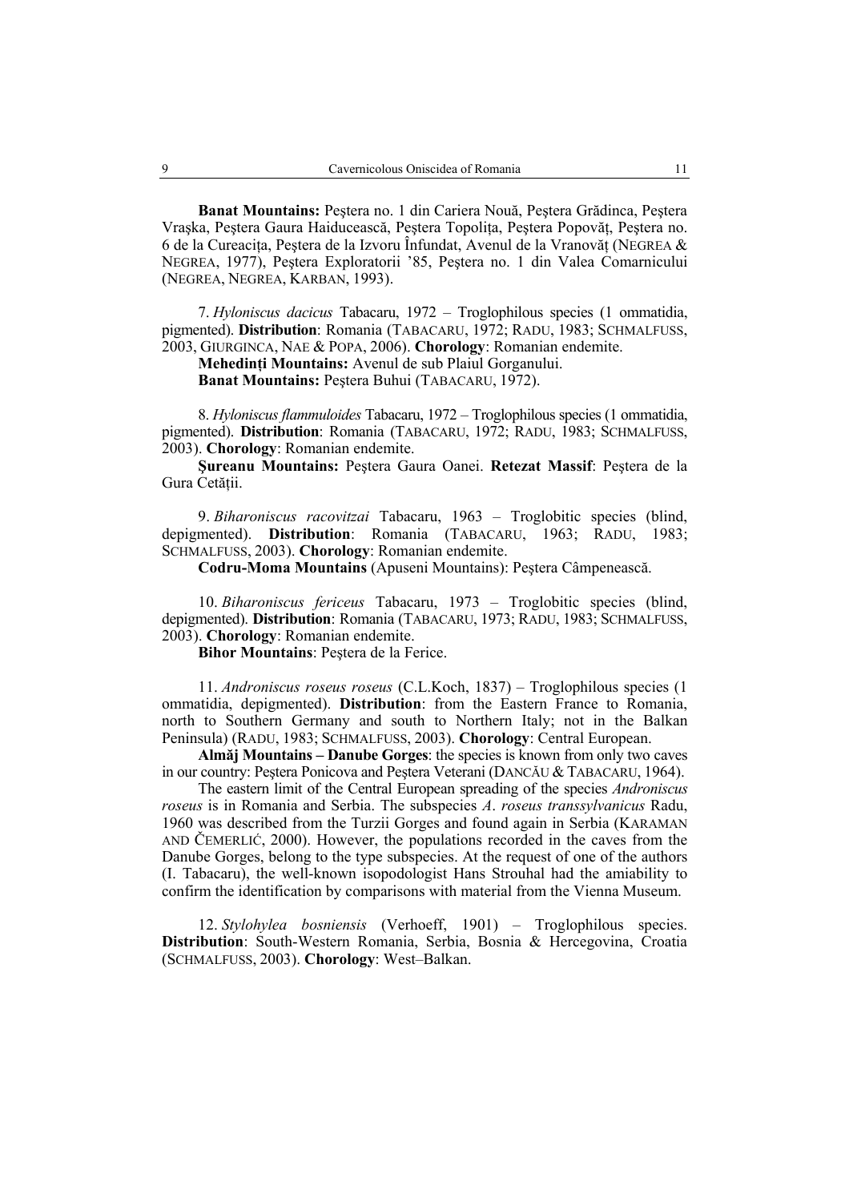**Banat Mountains:** Peştera no. 1 din Cariera Nouă, Peştera Grădinca, Peştera Vraşka, Peştera Gaura Haiducească, Peştera Topoliţa, Peştera Popovăţ, Peştera no. 6 de la Cureaciţa, Peştera de la Izvoru Înfundat, Avenul de la Vranovăţ (NEGREA & NEGREA, 1977), Peştera Exploratorii '85, Peştera no. 1 din Valea Comarnicului (NEGREA, NEGREA, KARBAN, 1993).

7. *Hyloniscus dacicus* Tabacaru, 1972 – Troglophilous species (1 ommatidia, pigmented). **Distribution**: Romania (TABACARU, 1972; RADU, 1983; SCHMALFUSS, 2003, GIURGINCA, NAE & POPA, 2006). **Chorology**: Romanian endemite.

**Mehedinţi Mountains:** Avenul de sub Plaiul Gorganului.

**Banat Mountains:** Peştera Buhui (TABACARU, 1972).

8. *Hyloniscus flammuloides* Tabacaru, 1972 – Troglophilous species (1 ommatidia, pigmented). **Distribution**: Romania (TABACARU, 1972; RADU, 1983; SCHMALFUSS, 2003). **Chorology**: Romanian endemite.

**Şureanu Mountains:** Peştera Gaura Oanei. **Retezat Massif**: Peştera de la Gura Cetăţii.

9. *Biharoniscus racovitzai* Tabacaru, 1963 – Troglobitic species (blind, depigmented). **Distribution**: Romania (TABACARU, 1963; RADU, 1983; SCHMALFUSS, 2003). **Chorology**: Romanian endemite.

**Codru-Moma Mountains** (Apuseni Mountains): Peştera Câmpenească.

10. *Biharoniscus fericeus* Tabacaru, 1973 – Troglobitic species (blind, depigmented). **Distribution**: Romania (TABACARU, 1973; RADU, 1983; SCHMALFUSS, 2003). **Chorology**: Romanian endemite.

**Bihor Mountains**: Peştera de la Ferice.

11. *Androniscus roseus roseus* (C.L.Koch, 1837) – Troglophilous species (1 ommatidia, depigmented). **Distribution**: from the Eastern France to Romania, north to Southern Germany and south to Northern Italy; not in the Balkan Peninsula) (RADU, 1983; SCHMALFUSS, 2003). **Chorology**: Central European.

**Almăj Mountains – Danube Gorges**: the species is known from only two caves in our country: Peştera Ponicova and Peştera Veterani (DANCĂU & TABACARU, 1964).

The eastern limit of the Central European spreading of the species *Androniscus roseus* is in Romania and Serbia. The subspecies *A. roseus transsylvanicus* Radu, 1960 was described from the Turzii Gorges and found again in Serbia (KARAMAN AND ČEMERLIĆ, 2000). However, the populations recorded in the caves from the Danube Gorges, belong to the type subspecies. At the request of one of the authors (I. Tabacaru), the well-known isopodologist Hans Strouhal had the amiability to confirm the identification by comparisons with material from the Vienna Museum.

12. *Stylohylea bosniensis* (Verhoeff, 1901) – Troglophilous species. **Distribution**: South-Western Romania, Serbia, Bosnia & Hercegovina, Croatia (SCHMALFUSS, 2003). **Chorology**: West–Balkan.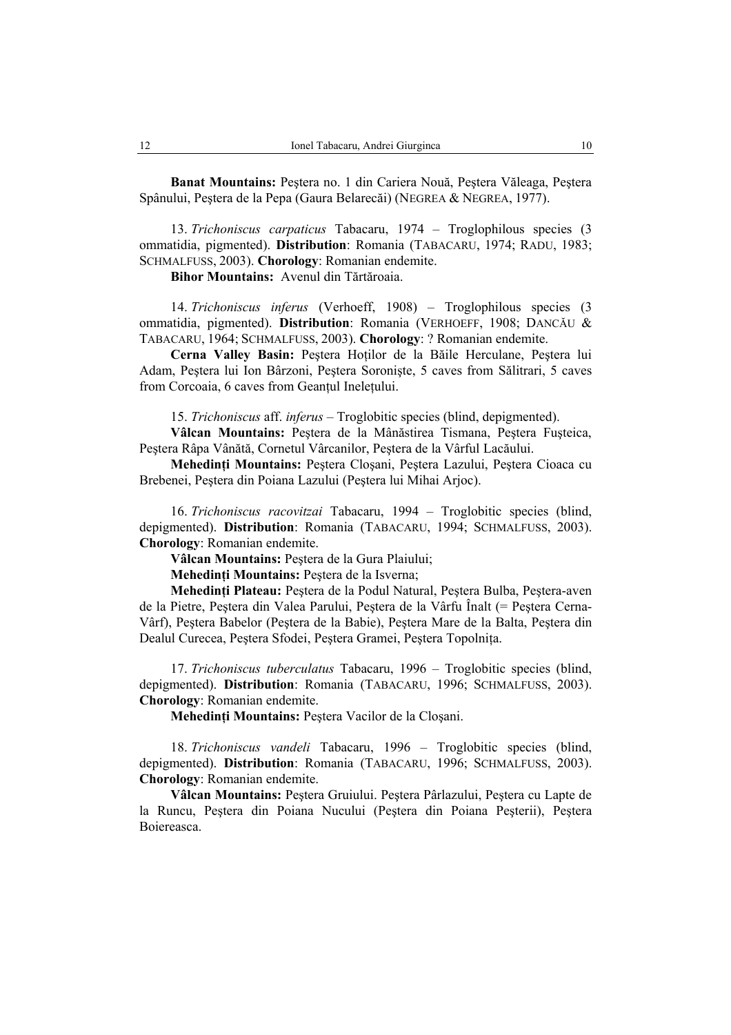**Banat Mountains:** Peştera no. 1 din Cariera Nouă, Peştera Văleaga, Peştera Spânului, Peştera de la Pepa (Gaura Belarecăi) (NEGREA & NEGREA, 1977).

13. *Trichoniscus carpaticus* Tabacaru, 1974 – Troglophilous species (3 ommatidia, pigmented). **Distribution**: Romania (TABACARU, 1974; RADU, 1983; SCHMALFUSS, 2003). **Chorology**: Romanian endemite.

**Bihor Mountains:** Avenul din Tărtăroaia.

14. *Trichoniscus inferus* (Verhoeff, 1908) – Troglophilous species (3 ommatidia, pigmented). **Distribution**: Romania (VERHOEFF, 1908; DANCĂU & TABACARU, 1964; SCHMALFUSS, 2003). **Chorology**: ? Romanian endemite.

**Cerna Valley Basin:** Peştera Hoţilor de la Băile Herculane, Peştera lui Adam, Peştera lui Ion Bârzoni, Peştera Soronişte, 5 caves from Sălitrari, 5 caves from Corcoaia, 6 caves from Geanţul Ineleţului.

15. *Trichoniscus* aff. *inferus* – Troglobitic species (blind, depigmented).

**Vâlcan Mountains:** Peştera de la Mânăstirea Tismana, Peştera Fuşteica, Peştera Râpa Vânătă, Cornetul Vârcanilor, Peştera de la Vârful Lacăului.

**Mehedinţi Mountains:** Peştera Cloşani, Peştera Lazului, Peştera Cioaca cu Brebenei, Peştera din Poiana Lazului (Peştera lui Mihai Arjoc).

16. *Trichoniscus racovitzai* Tabacaru, 1994 – Troglobitic species (blind, depigmented). **Distribution**: Romania (TABACARU, 1994; SCHMALFUSS, 2003). **Chorology**: Romanian endemite.

**Vâlcan Mountains:** Peştera de la Gura Plaiului;

**Mehedinţi Mountains:** Peştera de la Isverna;

**Mehedinţi Plateau:** Peştera de la Podul Natural, Peştera Bulba, Peştera-aven de la Pietre, Peştera din Valea Parului, Peştera de la Vârfu Înalt (= Peştera Cerna-Vârf), Peştera Babelor (Peştera de la Babie), Peştera Mare de la Balta, Peştera din Dealul Curecea, Peştera Sfodei, Peştera Gramei, Peştera Topolniţa.

17. *Trichoniscus tuberculatus* Tabacaru, 1996 – Troglobitic species (blind, depigmented). **Distribution**: Romania (TABACARU, 1996; SCHMALFUSS, 2003). **Chorology**: Romanian endemite.

**Mehedinţi Mountains:** Peştera Vacilor de la Cloşani.

18. *Trichoniscus vandeli* Tabacaru, 1996 – Troglobitic species (blind, depigmented). **Distribution**: Romania (TABACARU, 1996; SCHMALFUSS, 2003). **Chorology**: Romanian endemite.

**Vâlcan Mountains:** Peştera Gruiului. Peştera Pârlazului, Peştera cu Lapte de la Runcu, Peştera din Poiana Nucului (Peştera din Poiana Peşterii), Peştera Boiereasca.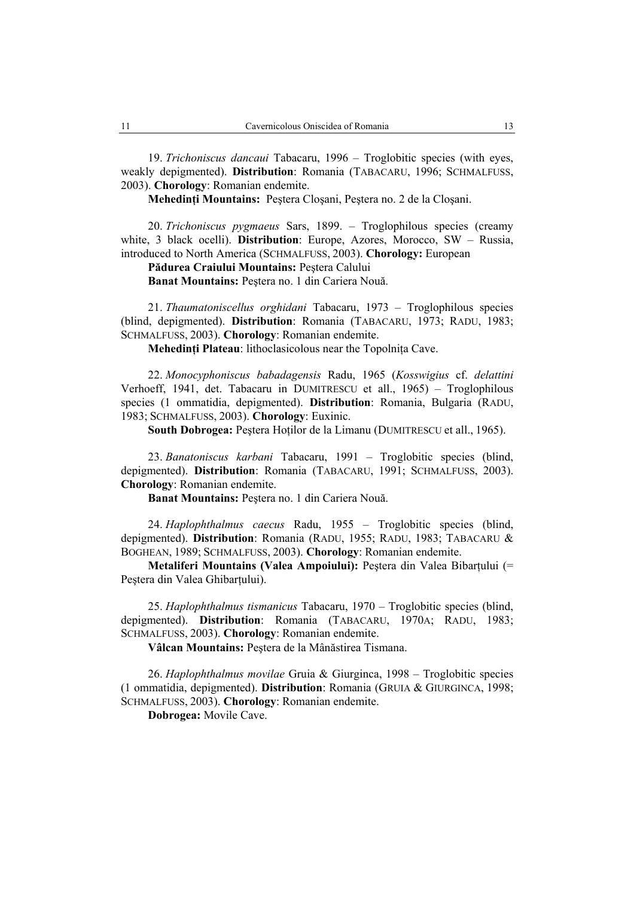19. *Trichoniscus dancaui* Tabacaru, 1996 – Troglobitic species (with eyes, weakly depigmented). **Distribution**: Romania (TABACARU, 1996; SCHMALFUSS, 2003). **Chorology**: Romanian endemite.

**Mehedinți Mountains:** Peştera Cloşani, Peştera no. 2 de la Cloşani.

20. *Trichoniscus pygmaeus* Sars, 1899. – Troglophilous species (creamy white, 3 black ocelli). **Distribution**: Europe, Azores, Morocco, SW – Russia, introduced to North America (SCHMALFUSS, 2003). **Chorology:** European

**Pădurea Craiului Mountains:** Peştera Calului

**Banat Mountains:** Peştera no. 1 din Cariera Nouă.

21. *Thaumatoniscellus orghidani* Tabacaru, 1973 – Troglophilous species (blind, depigmented). **Distribution**: Romania (TABACARU, 1973; RADU, 1983; SCHMALFUSS, 2003). **Chorology**: Romanian endemite.

**Mehedinți Plateau**: lithoclasicolous near the Topolnița Cave.

22. *Monocyphoniscus babadagensis* Radu, 1965 (*Kosswigius* cf. *delattini* Verhoeff, 1941, det. Tabacaru in DUMITRESCU et all., 1965) – Troglophilous species (1 ommatidia, depigmented). **Distribution**: Romania, Bulgaria (RADU, 1983; SCHMALFUSS, 2003). **Chorology**: Euxinic.

**South Dobrogea:** Peştera Hoților de la Limanu (DUMITRESCU et all., 1965).

23. *Banatoniscus karbani* Tabacaru, 1991 – Troglobitic species (blind, depigmented). **Distribution**: Romania (TABACARU, 1991; SCHMALFUSS, 2003). **Chorology**: Romanian endemite.

**Banat Mountains:** Peştera no. 1 din Cariera Nouă.

24. *Haplophthalmus caecus* Radu, 1955 – Troglobitic species (blind, depigmented). **Distribution**: Romania (RADU, 1955; RADU, 1983; TABACARU & BOGHEAN, 1989; SCHMALFUSS, 2003). **Chorology**: Romanian endemite.

**Metaliferi Mountains (Valea Ampoiului):** Peştera din Valea Bibarțului (= Peştera din Valea Ghibarțului).

25. *Haplophthalmus tismanicus* Tabacaru, 1970 – Troglobitic species (blind, depigmented). **Distribution**: Romania (TABACARU, 1970A; RADU, 1983; SCHMALFUSS, 2003). **Chorology**: Romanian endemite.

**Vâlcan Mountains:** Peştera de la Mânăstirea Tismana.

26. *Haplophthalmus movilae* Gruia & Giurginca, 1998 – Troglobitic species (1 ommatidia, depigmented). **Distribution**: Romania (GRUIA & GIURGINCA, 1998; SCHMALFUSS, 2003). **Chorology**: Romanian endemite.

**Dobrogea:** Movile Cave.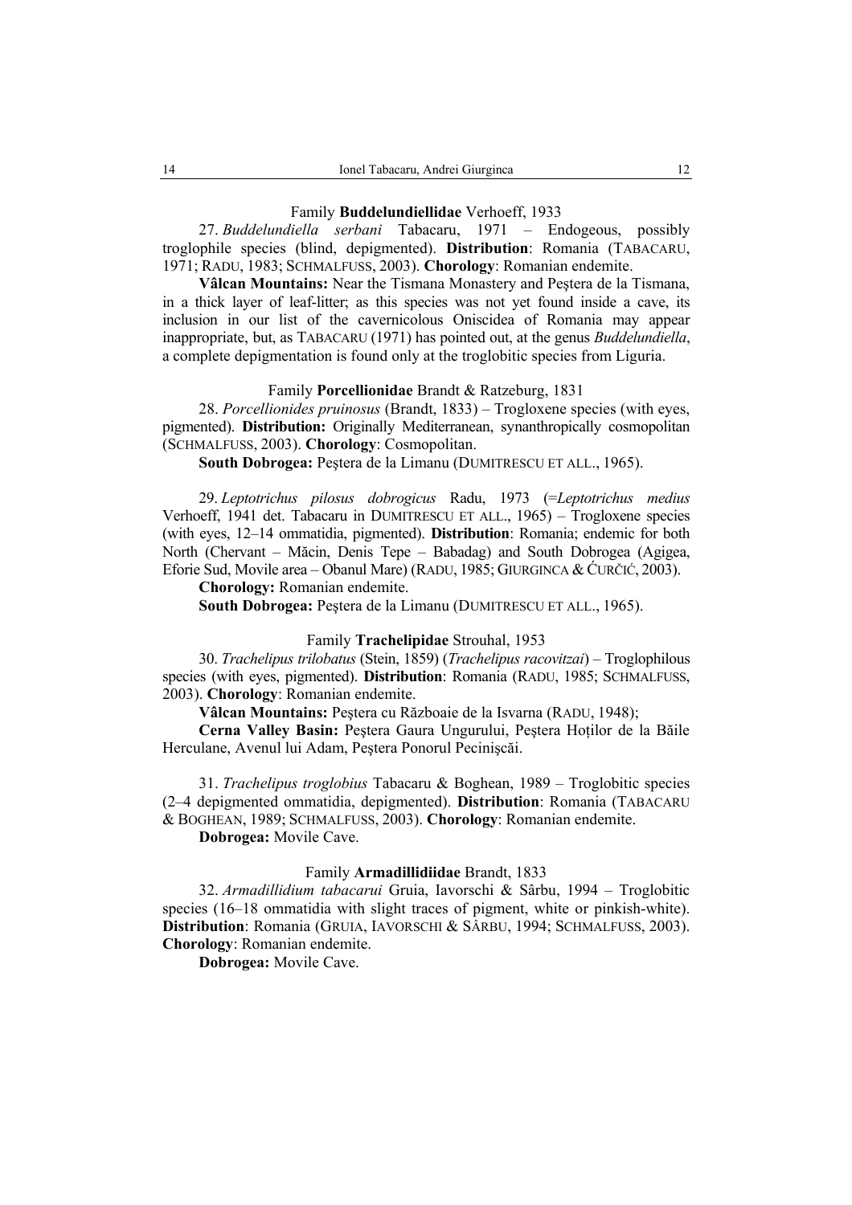Family **Buddelundiellidae** Verhoeff, 1933

27. *Buddelundiella serbani* Tabacaru, 1971 – Endogeous, possibly troglophile species (blind, depigmented). **Distribution**: Romania (TABACARU, 1971; RADU, 1983; SCHMALFUSS, 2003). **Chorology**: Romanian endemite.

**Vâlcan Mountains:** Near the Tismana Monastery and Peştera de la Tismana, in a thick layer of leaf-litter; as this species was not yet found inside a cave, its inclusion in our list of the cavernicolous Oniscidea of Romania may appear inappropriate, but, as TABACARU (1971) has pointed out, at the genus *Buddelundiella*, a complete depigmentation is found only at the troglobitic species from Liguria.

Family **Porcellionidae** Brandt & Ratzeburg, 1831

28. *Porcellionides pruinosus* (Brandt, 1833) – Trogloxene species (with eyes, pigmented). **Distribution:** Originally Mediterranean, synanthropically cosmopolitan (SCHMALFUSS, 2003). **Chorology**: Cosmopolitan.

**South Dobrogea:** Peştera de la Limanu (DUMITRESCU ET ALL., 1965).

29. *Leptotrichus pilosus dobrogicus* Radu, 1973 (=*Leptotrichus medius* Verhoeff, 1941 det. Tabacaru in DUMITRESCU ET ALL., 1965) – Trogloxene species (with eyes, 12–14 ommatidia, pigmented). **Distribution**: Romania; endemic for both North (Chervant – Măcin, Denis Tepe – Babadag) and South Dobrogea (Agigea, Eforie Sud, Movile area – Obanul Mare) (RADU, 1985; GIURGINCA & ĆURČIĆ, 2003).

**Chorology:** Romanian endemite.

**South Dobrogea:** Peştera de la Limanu (DUMITRESCU ET ALL., 1965).

Family **Trachelipidae** Strouhal, 1953

30. *Trachelipus trilobatus* (Stein, 1859) (*Trachelipus racovitzai*) – Troglophilous species (with eyes, pigmented). **Distribution**: Romania (RADU, 1985; SCHMALFUSS, 2003). **Chorology**: Romanian endemite.

**Vâlcan Mountains:** Peştera cu Războaie de la Isvarna (RADU, 1948);

**Cerna Valley Basin:** Peştera Gaura Ungurului, Peştera Hoților de la Băile Herculane, Avenul lui Adam, Peştera Ponorul Pecinişcăi.

31. *Trachelipus troglobius* Tabacaru & Boghean, 1989 – Troglobitic species (2–4 depigmented ommatidia, depigmented). **Distribution**: Romania (TABACARU & BOGHEAN, 1989; SCHMALFUSS, 2003). **Chorology**: Romanian endemite.

**Dobrogea:** Movile Cave.

Family **Armadillidiidae** Brandt, 1833

32. *Armadillidium tabacarui* Gruia, Iavorschi & Sârbu, 1994 – Troglobitic species (16–18 ommatidia with slight traces of pigment, white or pinkish-white). **Distribution**: Romania (GRUIA, IAVORSCHI & SÂRBU, 1994; SCHMALFUSS, 2003). **Chorology**: Romanian endemite.

**Dobrogea:** Movile Cave.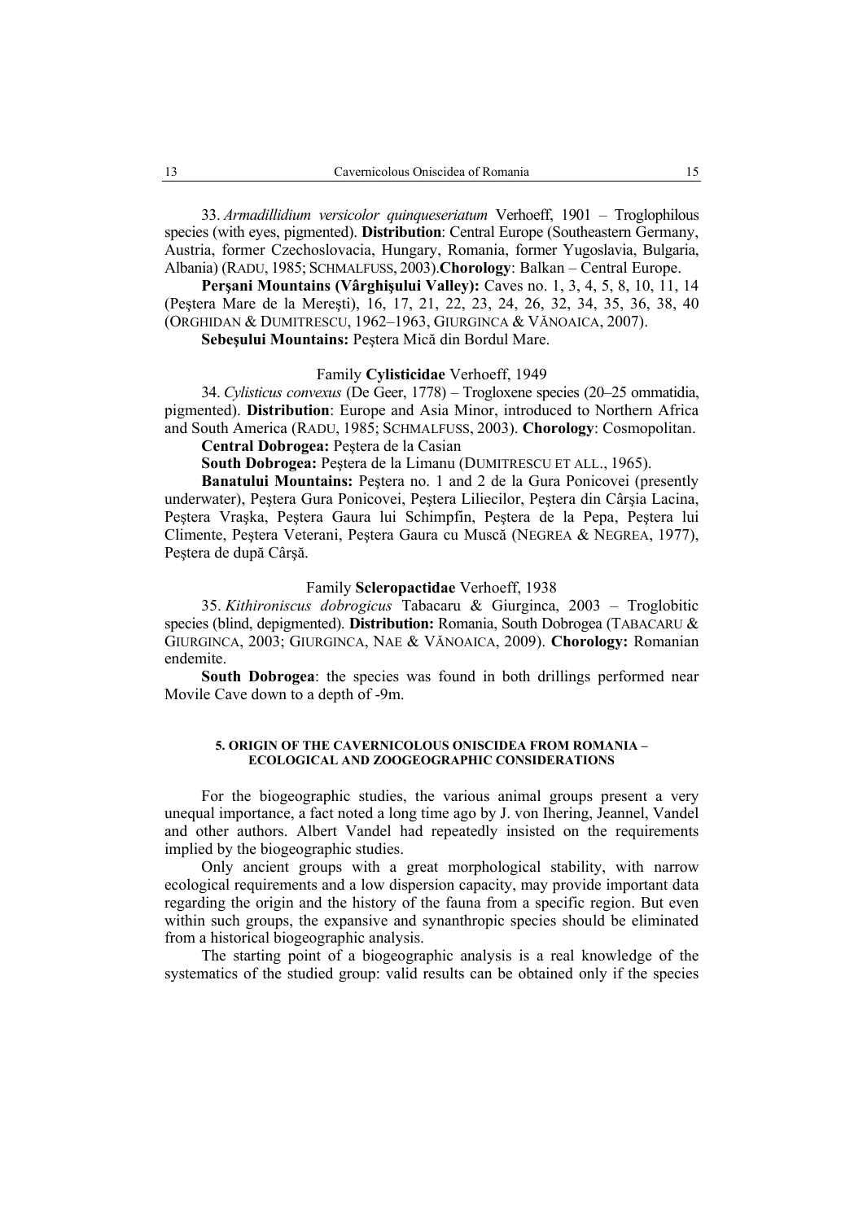33. *Armadillidium versicolor quinqueseriatum* Verhoeff, 1901 – Troglophilous species (with eyes, pigmented). **Distribution**: Central Europe (Southeastern Germany, Austria, former Czechoslovacia, Hungary, Romania, former Yugoslavia, Bulgaria, Albania) (RADU, 1985; SCHMALFUSS, 2003).**Chorology**: Balkan – Central Europe.

**Perşani Mountains (Vârghişului Valley):** Caves no. 1, 3, 4, 5, 8, 10, 11, 14 (Peştera Mare de la Mereşti), 16, 17, 21, 22, 23, 24, 26, 32, 34, 35, 36, 38, 40 (ORGHIDAN & DUMITRESCU, 1962–1963, GIURGINCA & VĂNOAICA, 2007).

**Sebeşului Mountains:** Peştera Mică din Bordul Mare.

Family **Cylisticidae** Verhoeff, 1949

34. *Cylisticus convexus* (De Geer, 1778) – Trogloxene species (20–25 ommatidia, pigmented). **Distribution**: Europe and Asia Minor, introduced to Northern Africa and South America (RADU, 1985; SCHMALFUSS, 2003). **Chorology**: Cosmopolitan.

**Central Dobrogea:** Peştera de la Casian

**South Dobrogea:** Peştera de la Limanu (DUMITRESCU ET ALL., 1965).

**Banatului Mountains:** Peştera no. 1 and 2 de la Gura Ponicovei (presently underwater), Peştera Gura Ponicovei, Peştera Liliecilor, Peştera din Cârşia Lacina, Peştera Vraşka, Peştera Gaura lui Schimpfin, Peştera de la Pepa, Peştera lui Climente, Peştera Veterani, Peştera Gaura cu Muscă (NEGREA & NEGREA, 1977), Peştera de după Cârşă.

Family **Scleropactidae** Verhoeff, 1938

35. *Kithironiscus dobrogicus* Tabacaru & Giurginca, 2003 – Troglobitic species (blind, depigmented). **Distribution:** Romania, South Dobrogea (TABACARU & GIURGINCA, 2003; GIURGINCA, NAE & VĂNOAICA, 2009). **Chorology:** Romanian endemite.

**South Dobrogea**: the species was found in both drillings performed near Movile Cave down to a depth of -9m.

## 5. ORIGIN OF THE CAVERNICOLOUS ONISCIDEA FROM ROMANIA – ECOLOGICAL AND ZOOGEOGRAPHIC CONSIDERATIONS

For the biogeographic studies, the various animal groups present a very unequal importance, a fact noted a long time ago by J. von Ihering, Jeannel, Vandel and other authors. Albert Vandel had repeatedly insisted on the requirements implied by the biogeographic studies.

Only ancient groups with a great morphological stability, with narrow ecological requirements and a low dispersion capacity, may provide important data regarding the origin and the history of the fauna from a specific region. But even within such groups, the expansive and synanthropic species should be eliminated from a historical biogeographic analysis.

The starting point of a biogeographic analysis is a real knowledge of the systematics of the studied group: valid results can be obtained only if the species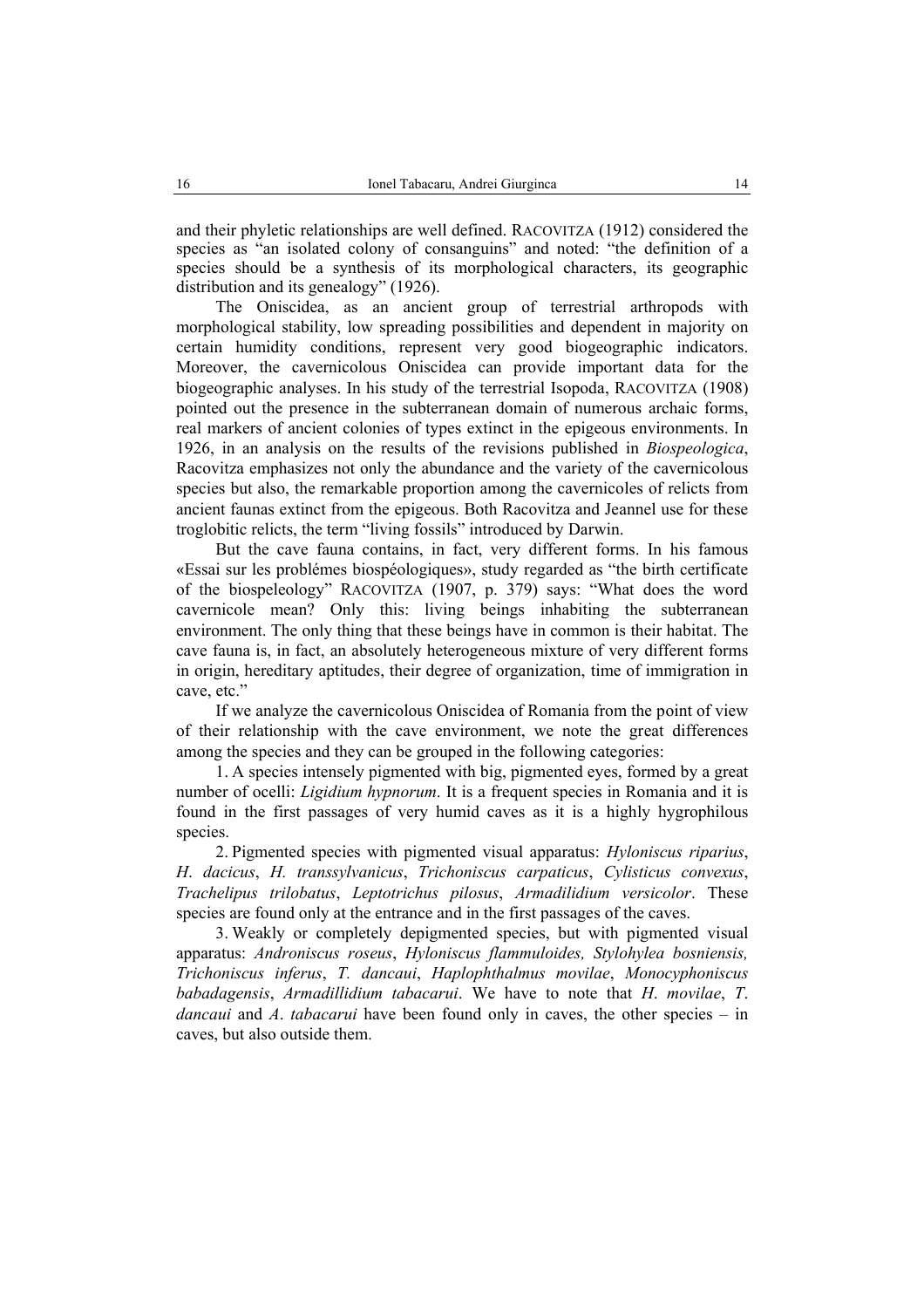and their phyletic relationships are well defined. RACOVITZA (1912) considered the species as "an isolated colony of consanguins" and noted: "the definition of a species should be a synthesis of its morphological characters, its geographic distribution and its genealogy" (1926).

The Oniscidea, as an ancient group of terrestrial arthropods with morphological stability, low spreading possibilities and dependent in majority on certain humidity conditions, represent very good biogeographic indicators. Moreover, the cavernicolous Oniscidea can provide important data for the biogeographic analyses. In his study of the terrestrial Isopoda, RACOVITZA (1908) pointed out the presence in the subterranean domain of numerous archaic forms, real markers of ancient colonies of types extinct in the epigeous environments. In 1926, in an analysis on the results of the revisions published in *Biospeologica*, Racovitza emphasizes not only the abundance and the variety of the cavernicolous species but also, the remarkable proportion among the cavernicoles of relicts from ancient faunas extinct from the epigeous. Both Racovitza and Jeannel use for these troglobitic relicts, the term "living fossils" introduced by Darwin.

But the cave fauna contains, in fact, very different forms. In his famous «Essai sur les problémes biospéologiques», study regarded as "the birth certificate of the biospeleology" RACOVITZA (1907, p. 379) says: "What does the word cavernicole mean? Only this: living beings inhabiting the subterranean environment. The only thing that these beings have in common is their habitat. The cave fauna is, in fact, an absolutely heterogeneous mixture of very different forms in origin, hereditary aptitudes, their degree of organization, time of immigration in cave, etc."

If we analyze the cavernicolous Oniscidea of Romania from the point of view of their relationship with the cave environment, we note the great differences among the species and they can be grouped in the following categories:

1. A species intensely pigmented with big, pigmented eyes, formed by a great number of ocelli: *Ligidium hypnorum*. It is a frequent species in Romania and it is found in the first passages of very humid caves as it is a highly hygrophilous species.

2. Pigmented species with pigmented visual apparatus: *Hyloniscus riparius*, *H. dacicus*, *H. transsylvanicus*, *Trichoniscus carpaticus*, *Cylisticus convexus*, *Trachelipus trilobatus*, *Leptotrichus pilosus*, *Armadilidium versicolor*. These species are found only at the entrance and in the first passages of the caves.

3. Weakly or completely depigmented species, but with pigmented visual apparatus: *Androniscus roseus*, *Hyloniscus flammuloides, Stylohylea bosniensis, Trichoniscus inferus*, *T. dancaui*, *Haplophthalmus movilae*, *Monocyphoniscus babadagensis*, *Armadillidium tabacarui*. We have to note that *H. movilae*, *T. dancaui* and *A. tabacarui* have been found only in caves, the other species – in caves, but also outside them.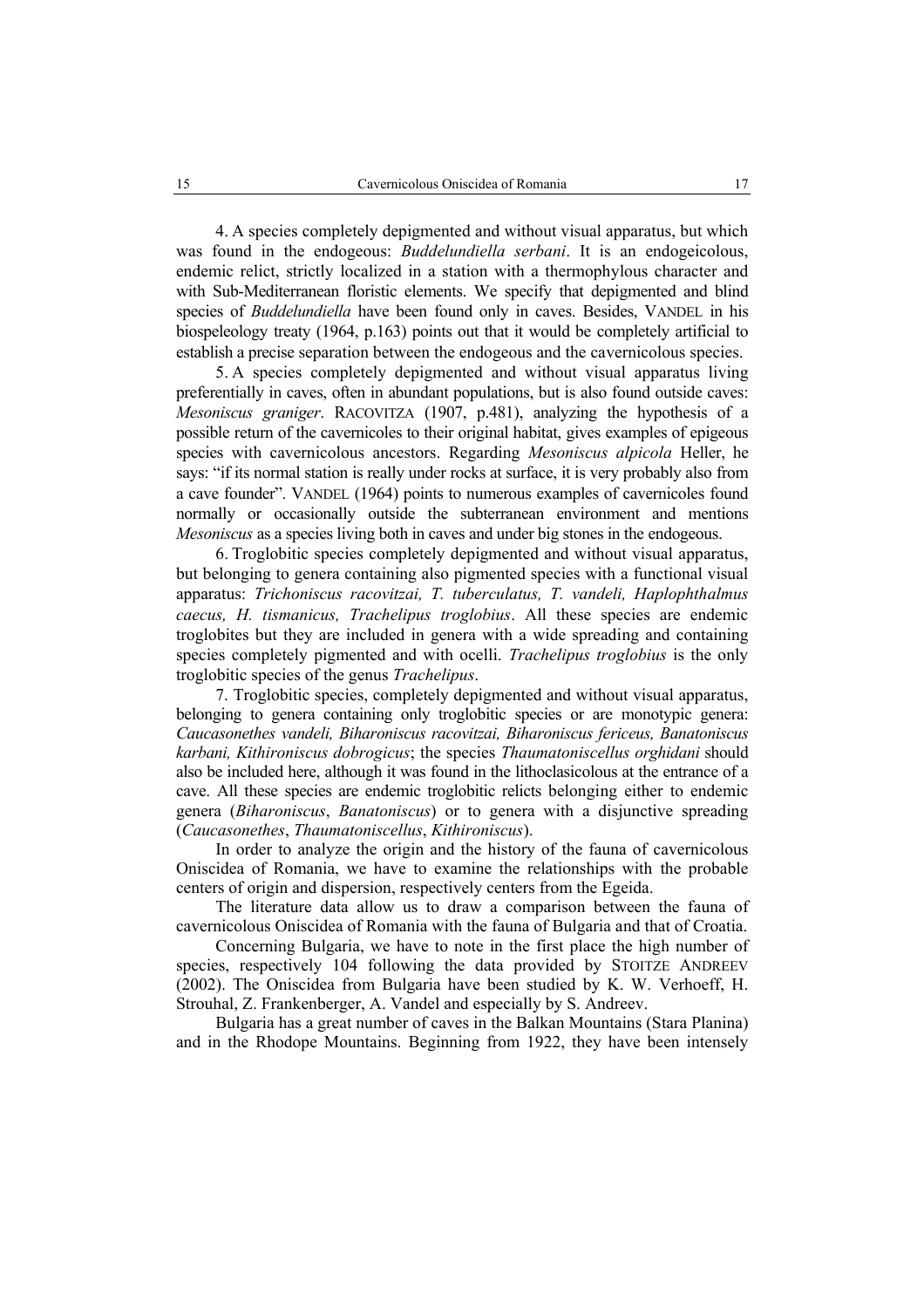4. A species completely depigmented and without visual apparatus, but which was found in the endogeous: *Buddelundiella serbani*. It is an endogeicolous, endemic relict, strictly localized in a station with a thermophylous character and with Sub-Mediterranean floristic elements. We specify that depigmented and blind species of *Buddelundiella* have been found only in caves. Besides, VANDEL in his biospeleology treaty (1964, p.163) points out that it would be completely artificial to establish a precise separation between the endogeous and the cavernicolous species.

5. A species completely depigmented and without visual apparatus living preferentially in caves, often in abundant populations, but is also found outside caves: *Mesoniscus graniger*. RACOVITZA (1907, p.481), analyzing the hypothesis of a possible return of the cavernicoles to their original habitat, gives examples of epigeous species with cavernicolous ancestors. Regarding *Mesoniscus alpicola* Heller, he says: "if its normal station is really under rocks at surface, it is very probably also from a cave founder". VANDEL (1964) points to numerous examples of cavernicoles found normally or occasionally outside the subterranean environment and mentions *Mesoniscus* as a species living both in caves and under big stones in the endogeous.

6. Troglobitic species completely depigmented and without visual apparatus, but belonging to genera containing also pigmented species with a functional visual apparatus: *Trichoniscus racovitzai, T. tuberculatus, T. vandeli, Haplophthalmus caecus, H. tismanicus, Trachelipus troglobius*. All these species are endemic troglobites but they are included in genera with a wide spreading and containing species completely pigmented and with ocelli. *Trachelipus troglobius* is the only troglobitic species of the genus *Trachelipus*.

7. Troglobitic species, completely depigmented and without visual apparatus, belonging to genera containing only troglobitic species or are monotypic genera: *Caucasonethes vandeli, Biharoniscus racovitzai, Biharoniscus fericeus, Banatoniscus karbani, Kithironiscus dobrogicus*; the species *Thaumatoniscellus orghidani* should also be included here, although it was found in the lithoclasicolous at the entrance of a cave. All these species are endemic troglobitic relicts belonging either to endemic genera (*Biharoniscus*, *Banatoniscus*) or to genera with a disjunctive spreading (*Caucasonethes*, *Thaumatoniscellus*, *Kithironiscus*).

In order to analyze the origin and the history of the fauna of cavernicolous Oniscidea of Romania, we have to examine the relationships with the probable centers of origin and dispersion, respectively centers from the Egeida.

The literature data allow us to draw a comparison between the fauna of cavernicolous Oniscidea of Romania with the fauna of Bulgaria and that of Croatia.

Concerning Bulgaria, we have to note in the first place the high number of species, respectively 104 following the data provided by STOITZE ANDREEV (2002). The Oniscidea from Bulgaria have been studied by K. W. Verhoeff, H. Strouhal, Z. Frankenberger, A. Vandel and especially by S. Andreev.

Bulgaria has a great number of caves in the Balkan Mountains (Stara Planina) and in the Rhodope Mountains. Beginning from 1922, they have been intensely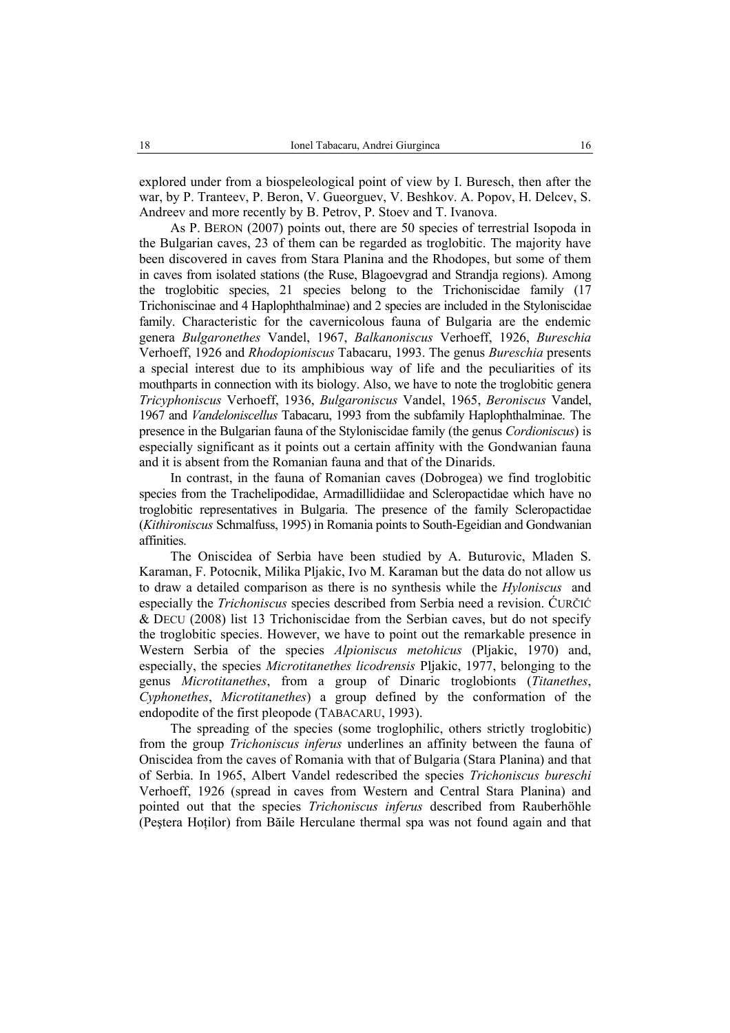explored under from a biospeleological point of view by I. Buresch, then after the war, by P. Tranteev, P. Beron, V. Gueorguev, V. Beshkov. A. Popov, H. Delcev, S. Andreev and more recently by B. Petrov, P. Stoev and T. Ivanova.

As P. BERON (2007) points out, there are 50 species of terrestrial Isopoda in the Bulgarian caves, 23 of them can be regarded as troglobitic. The majority have been discovered in caves from Stara Planina and the Rhodopes, but some of them in caves from isolated stations (the Ruse, Blagoevgrad and Strandja regions). Among the troglobitic species, 21 species belong to the Trichoniscidae family (17 Trichoniscinae and 4 Haplophthalminae) and 2 species are included in the Styloniscidae family. Characteristic for the cavernicolous fauna of Bulgaria are the endemic genera *Bulgaronethes* Vandel, 1967, *Balkanoniscus* Verhoeff, 1926, *Bureschia* Verhoeff, 1926 and *Rhodopioniscus* Tabacaru, 1993. The genus *Bureschia* presents a special interest due to its amphibious way of life and the peculiarities of its mouthparts in connection with its biology. Also, we have to note the troglobitic genera *Tricyphoniscus* Verhoeff, 1936, *Bulgaroniscus* Vandel, 1965, *Beroniscus* Vandel, 1967 and *Vandeloniscellus* Tabacaru, 1993 from the subfamily Haplophthalminae. The presence in the Bulgarian fauna of the Styloniscidae family (the genus *Cordioniscus*) is especially significant as it points out a certain affinity with the Gondwanian fauna and it is absent from the Romanian fauna and that of the Dinarids.

In contrast, in the fauna of Romanian caves (Dobrogea) we find troglobitic species from the Trachelipodidae, Armadillidiidae and Scleropactidae which have no troglobitic representatives in Bulgaria. The presence of the family Scleropactidae (*Kithironiscus* Schmalfuss, 1995) in Romania points to South-Egeidian and Gondwanian affinities.

The Oniscidea of Serbia have been studied by A. Buturovic, Mladen S. Karaman, F. Potocnik, Milika Pljakic, Ivo M. Karaman but the data do not allow us to draw a detailed comparison as there is no synthesis while the *Hyloniscus* and especially the *Trichoniscus* species described from Serbia need a revision. ĆURČIĆ & DECU (2008) list 13 Trichoniscidae from the Serbian caves, but do not specify the troglobitic species. However, we have to point out the remarkable presence in Western Serbia of the species *Alpioniscus metohicus* (Pljakic, 1970) and, especially, the species *Microtitanethes licodrensis* Pljakic, 1977, belonging to the genus *Microtitanethes*, from a group of Dinaric troglobionts (*Titanethes*, *Cyphonethes*, *Microtitanethes*) a group defined by the conformation of the endopodite of the first pleopode (TABACARU, 1993).

The spreading of the species (some troglophilic, others strictly troglobitic) from the group *Trichoniscus inferus* underlines an affinity between the fauna of Oniscidea from the caves of Romania with that of Bulgaria (Stara Planina) and that of Serbia. In 1965, Albert Vandel redescribed the species *Trichoniscus bureschi* Verhoeff, 1926 (spread in caves from Western and Central Stara Planina) and pointed out that the species *Trichoniscus inferus* described from Rauberhöhle (Peştera Hoților) from Băile Herculane thermal spa was not found again and that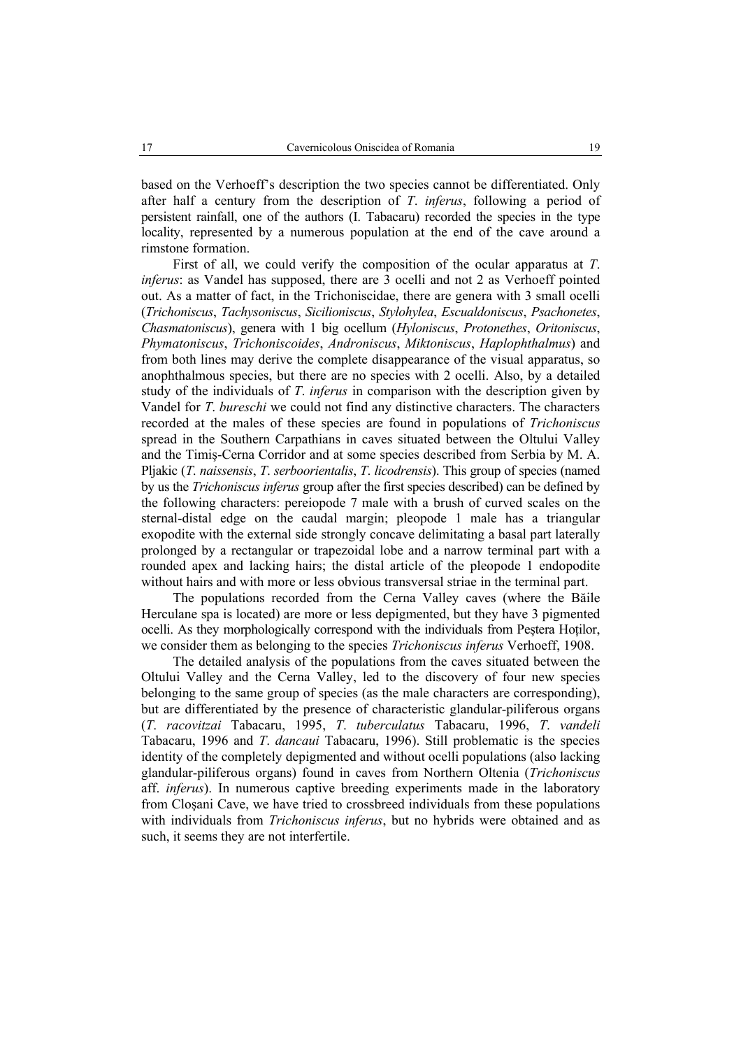based on the Verhoeff's description the two species cannot be differentiated. Only after half a century from the description of *T. inferus*, following a period of persistent rainfall, one of the authors (I. Tabacaru) recorded the species in the type locality, represented by a numerous population at the end of the cave around a rimstone formation.

First of all, we could verify the composition of the ocular apparatus at *T. inferus*: as Vandel has supposed, there are 3 ocelli and not 2 as Verhoeff pointed out. As a matter of fact, in the Trichoniscidae, there are genera with 3 small ocelli (*Trichoniscus*, *Tachysoniscus*, *Sicilioniscus*, *Stylohylea*, *Escualdoniscus*, *Psachonetes*, *Chasmatoniscus*), genera with 1 big ocellum (*Hyloniscus*, *Protonethes*, *Oritoniscus*, *Phymatoniscus*, *Trichoniscoides*, *Androniscus*, *Miktoniscus*, *Haplophthalmus*) and from both lines may derive the complete disappearance of the visual apparatus, so anophthalmous species, but there are no species with 2 ocelli. Also, by a detailed study of the individuals of *T. inferus* in comparison with the description given by Vandel for *T. bureschi* we could not find any distinctive characters. The characters recorded at the males of these species are found in populations of *Trichoniscus* spread in the Southern Carpathians in caves situated between the Oltului Valley and the Timiş-Cerna Corridor and at some species described from Serbia by M. A. Pljakic (*T. naissensis*, *T. serboorientalis*, *T. licodrensis*). This group of species (named by us the *Trichoniscus inferus* group after the first species described) can be defined by the following characters: pereiopode 7 male with a brush of curved scales on the sternal-distal edge on the caudal margin; pleopode 1 male has a triangular exopodite with the external side strongly concave delimitating a basal part laterally prolonged by a rectangular or trapezoidal lobe and a narrow terminal part with a rounded apex and lacking hairs; the distal article of the pleopode 1 endopodite without hairs and with more or less obvious transversal striae in the terminal part.

The populations recorded from the Cerna Valley caves (where the Băile Herculane spa is located) are more or less depigmented, but they have 3 pigmented ocelli. As they morphologically correspond with the individuals from Peştera Hoţilor, we consider them as belonging to the species *Trichoniscus inferus* Verhoeff, 1908.

The detailed analysis of the populations from the caves situated between the Oltului Valley and the Cerna Valley, led to the discovery of four new species belonging to the same group of species (as the male characters are corresponding), but are differentiated by the presence of characteristic glandular-piliferous organs (*T. racovitzai* Tabacaru, 1995, *T. tuberculatus* Tabacaru, 1996, *T. vandeli* Tabacaru, 1996 and *T. dancaui* Tabacaru, 1996). Still problematic is the species identity of the completely depigmented and without ocelli populations (also lacking glandular-piliferous organs) found in caves from Northern Oltenia (*Trichoniscus* aff. *inferus*). In numerous captive breeding experiments made in the laboratory from Cloşani Cave, we have tried to crossbreed individuals from these populations with individuals from *Trichoniscus inferus*, but no hybrids were obtained and as such, it seems they are not interfertile.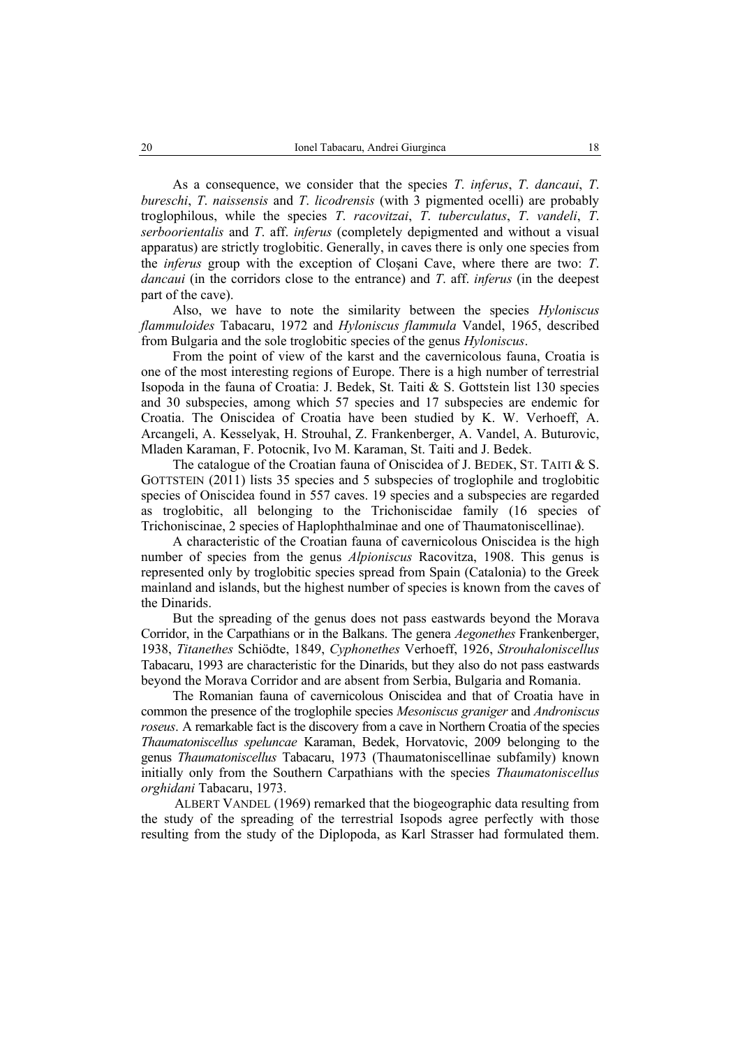As a consequence, we consider that the species *T. inferus*, *T. dancaui*, *T. bureschi*, *T. naissensis* and *T. licodrensis* (with 3 pigmented ocelli) are probably troglophilous, while the species *T. racovitzai*, *T. tuberculatus*, *T. vandeli*, *T. serboorientalis* and *T.* aff. *inferus* (completely depigmented and without a visual apparatus) are strictly troglobitic. Generally, in caves there is only one species from the *inferus* group with the exception of Cloşani Cave, where there are two: *T. dancaui* (in the corridors close to the entrance) and *T.* aff. *inferus* (in the deepest part of the cave).

Also, we have to note the similarity between the species *Hyloniscus flammuloides* Tabacaru, 1972 and *Hyloniscus flammula* Vandel, 1965, described from Bulgaria and the sole troglobitic species of the genus *Hyloniscus*.

From the point of view of the karst and the cavernicolous fauna, Croatia is one of the most interesting regions of Europe. There is a high number of terrestrial Isopoda in the fauna of Croatia: J. Bedek, St. Taiti & S. Gottstein list 130 species and 30 subspecies, among which 57 species and 17 subspecies are endemic for Croatia. The Oniscidea of Croatia have been studied by K. W. Verhoeff, A. Arcangeli, A. Kesselyak, H. Strouhal, Z. Frankenberger, A. Vandel, A. Buturovic, Mladen Karaman, F. Potocnik, Ivo M. Karaman, St. Taiti and J. Bedek.

The catalogue of the Croatian fauna of Oniscidea of J. BEDEK, ST. TAITI & S. GOTTSTEIN (2011) lists 35 species and 5 subspecies of troglophile and troglobitic species of Oniscidea found in 557 caves. 19 species and a subspecies are regarded as troglobitic, all belonging to the Trichoniscidae family (16 species of Trichoniscinae, 2 species of Haplophthalminae and one of Thaumatoniscellinae).

A characteristic of the Croatian fauna of cavernicolous Oniscidea is the high number of species from the genus *Alpioniscus* Racovitza, 1908. This genus is represented only by troglobitic species spread from Spain (Catalonia) to the Greek mainland and islands, but the highest number of species is known from the caves of the Dinarids.

But the spreading of the genus does not pass eastwards beyond the Morava Corridor, in the Carpathians or in the Balkans. The genera *Aegonethes* Frankenberger, 1938, *Titanethes* Schiödte, 1849, *Cyphonethes* Verhoeff, 1926, *Strouhaloniscellus* Tabacaru, 1993 are characteristic for the Dinarids, but they also do not pass eastwards beyond the Morava Corridor and are absent from Serbia, Bulgaria and Romania.

The Romanian fauna of cavernicolous Oniscidea and that of Croatia have in common the presence of the troglophile species *Mesoniscus graniger* and *Androniscus roseus*. A remarkable fact is the discovery from a cave in Northern Croatia of the species *Thaumatoniscellus speluncae* Karaman, Bedek, Horvatovic, 2009 belonging to the genus *Thaumatoniscellus* Tabacaru, 1973 (Thaumatoniscellinae subfamily) known initially only from the Southern Carpathians with the species *Thaumatoniscellus orghidani* Tabacaru, 1973.

ALBERT VANDEL (1969) remarked that the biogeographic data resulting from the study of the spreading of the terrestrial Isopods agree perfectly with those resulting from the study of the Diplopoda, as Karl Strasser had formulated them.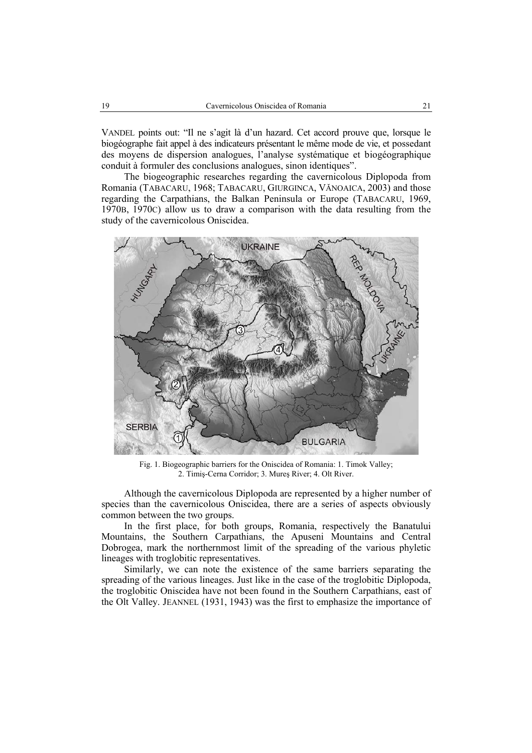VANDEL points out: "Il ne s'agit là d'un hazard. Cet accord prouve que, lorsque le biogéographe fait appel à des indicateurs présentant le même mode de vie, et possedant des moyens de dispersion analogues, l'analyse systématique et biogéographique conduit à formuler des conclusions analogues, sinon identiques".

The biogeographic researches regarding the cavernicolous Diplopoda from Romania (TABACARU, 1968; TABACARU, GIURGINCA, VĂNOAICA, 2003) and those regarding the Carpathians, the Balkan Peninsula or Europe (TABACARU, 1969, 1970B, 1970C) allow us to draw a comparison with the data resulting from the study of the cavernicolous Oniscidea.

Fig. 1. Biogeographic barriers for the Oniscidea of Romania: 1. Timok Valley; 2. Timiş-Cerna Corridor; 3. Mureş River; 4. Olt River.

Although the cavernicolous Diplopoda are represented by a higher number of species than the cavernicolous Oniscidea, there are a series of aspects obviously common between the two groups.

In the first place, for both groups, Romania, respectively the Banatului Mountains, the Southern Carpathians, the Apuseni Mountains and Central Dobrogea, mark the northernmost limit of the spreading of the various phyletic lineages with troglobitic representatives.

Similarly, we can note the existence of the same barriers separating the spreading of the various lineages. Just like in the case of the troglobitic Diplopoda, the troglobitic Oniscidea have not been found in the Southern Carpathians, east of the Olt Valley. JEANNEL (1931, 1943) was the first to emphasize the importance of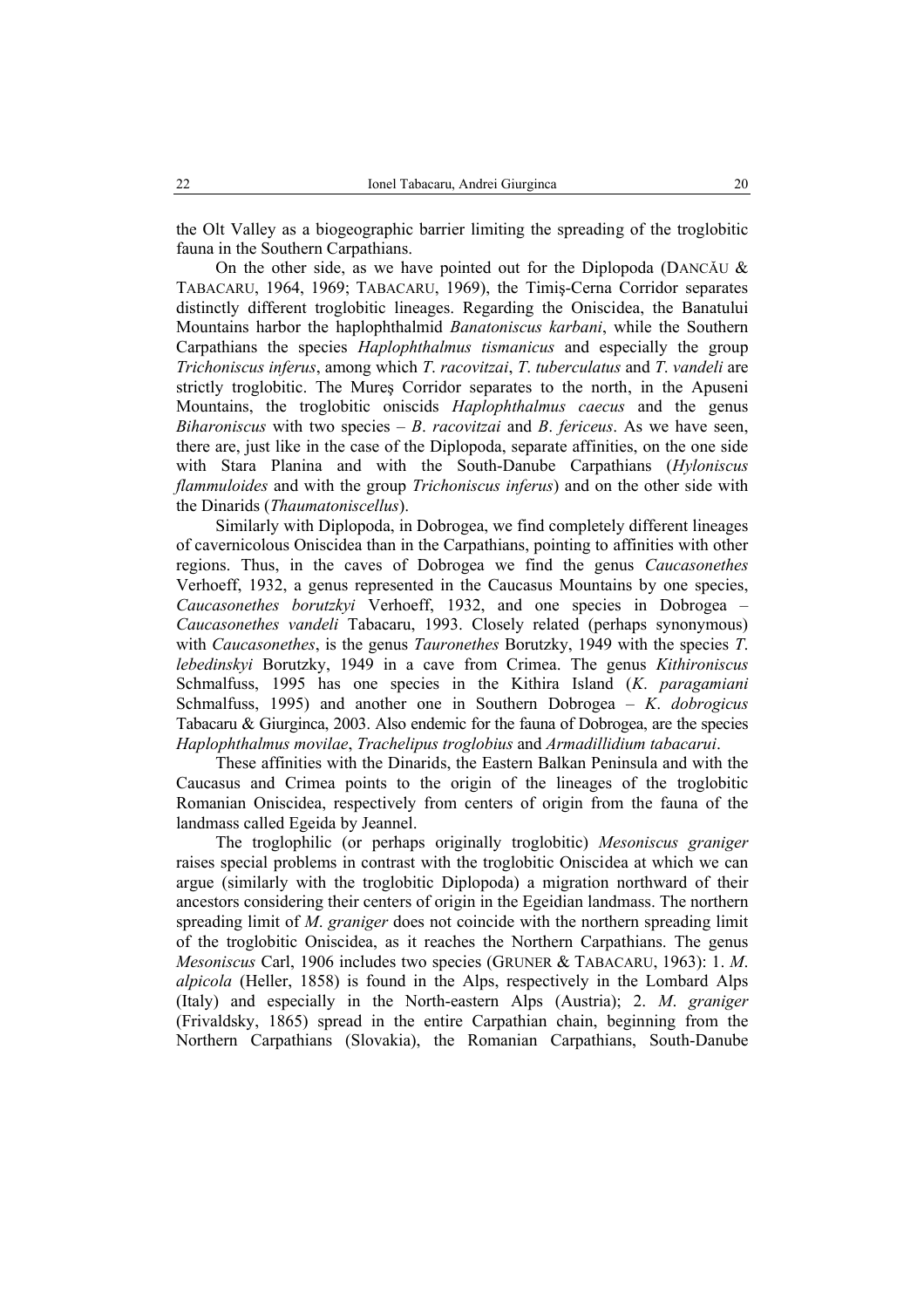the Olt Valley as a biogeographic barrier limiting the spreading of the troglobitic fauna in the Southern Carpathians.

On the other side, as we have pointed out for the Diplopoda (DANCĂU & TABACARU, 1964, 1969; TABACARU, 1969), the Timiş-Cerna Corridor separates distinctly different troglobitic lineages. Regarding the Oniscidea, the Banatului Mountains harbor the haplophthalmid *Banatoniscus karbani*, while the Southern Carpathians the species *Haplophthalmus tismanicus* and especially the group *Trichoniscus inferus*, among which *T. racovitzai*, *T. tuberculatus* and *T. vandeli* are strictly troglobitic. The Mureş Corridor separates to the north, in the Apuseni Mountains, the troglobitic oniscids *Haplophthalmus caecus* and the genus *Biharoniscus* with two species – *B. racovitzai* and *B. fericeus*. As we have seen, there are, just like in the case of the Diplopoda, separate affinities, on the one side with Stara Planina and with the South-Danube Carpathians (*Hyloniscus flammuloides* and with the group *Trichoniscus inferus*) and on the other side with the Dinarids (*Thaumatoniscellus*).

Similarly with Diplopoda, in Dobrogea, we find completely different lineages of cavernicolous Oniscidea than in the Carpathians, pointing to affinities with other regions. Thus, in the caves of Dobrogea we find the genus *Caucasonethes* Verhoeff, 1932, a genus represented in the Caucasus Mountains by one species, *Caucasonethes borutzkyi* Verhoeff, 1932, and one species in Dobrogea – *Caucasonethes vandeli* Tabacaru, 1993. Closely related (perhaps synonymous) with *Caucasonethes*, is the genus *Tauronethes* Borutzky, 1949 with the species *T. lebedinskyi* Borutzky, 1949 in a cave from Crimea. The genus *Kithironiscus* Schmalfuss, 1995 has one species in the Kithira Island (*K. paragamiani* Schmalfuss, 1995) and another one in Southern Dobrogea – *K. dobrogicus* Tabacaru & Giurginca, 2003. Also endemic for the fauna of Dobrogea, are the species *Haplophthalmus movilae*, *Trachelipus troglobius* and *Armadillidium tabacarui*.

These affinities with the Dinarids, the Eastern Balkan Peninsula and with the Caucasus and Crimea points to the origin of the lineages of the troglobitic Romanian Oniscidea, respectively from centers of origin from the fauna of the landmass called Egeida by Jeannel.

The troglophilic (or perhaps originally troglobitic) *Mesoniscus graniger* raises special problems in contrast with the troglobitic Oniscidea at which we can argue (similarly with the troglobitic Diplopoda) a migration northward of their ancestors considering their centers of origin in the Egeidian landmass. The northern spreading limit of *M. graniger* does not coincide with the northern spreading limit of the troglobitic Oniscidea, as it reaches the Northern Carpathians. The genus *Mesoniscus* Carl, 1906 includes two species (GRUNER & TABACARU, 1963): 1. *M. alpicola* (Heller, 1858) is found in the Alps, respectively in the Lombard Alps (Italy) and especially in the North-eastern Alps (Austria); 2. *M. graniger* (Frivaldsky, 1865) spread in the entire Carpathian chain, beginning from the Northern Carpathians (Slovakia), the Romanian Carpathians, South-Danube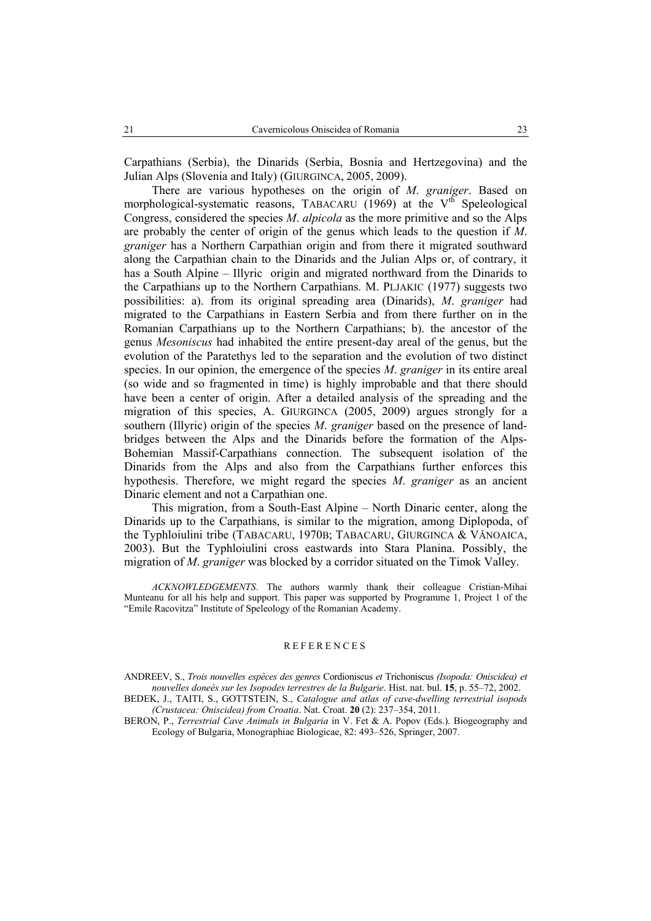Carpathians (Serbia), the Dinarids (Serbia, Bosnia and Hertzegovina) and the Julian Alps (Slovenia and Italy) (GIURGINCA, 2005, 2009).

There are various hypotheses on the origin of *M. graniger*. Based on morphological-systematic reasons, TABACARU (1969) at the V$^{th}$ Speleological Congress, considered the species *M. alpicola* as the more primitive and so the Alps are probably the center of origin of the genus which leads to the question if *M. graniger* has a Northern Carpathian origin and from there it migrated southward along the Carpathian chain to the Dinarids and the Julian Alps or, of contrary, it has a South Alpine – Illyric origin and migrated northward from the Dinarids to the Carpathians up to the Northern Carpathians. M. PLJAKIC (1977) suggests two possibilities: a). from its original spreading area (Dinarids), *M. graniger* had migrated to the Carpathians in Eastern Serbia and from there further on in the Romanian Carpathians up to the Northern Carpathians; b). the ancestor of the genus *Mesoniscus* had inhabited the entire present-day areal of the genus, but the evolution of the Paratethys led to the separation and the evolution of two distinct species. In our opinion, the emergence of the species *M. graniger* in its entire areal (so wide and so fragmented in time) is highly improbable and that there should have been a center of origin. After a detailed analysis of the spreading and the migration of this species, A. GIURGINCA (2005, 2009) argues strongly for a southern (Illyric) origin of the species *M. graniger* based on the presence of land-bridges between the Alps and the Dinarids before the formation of the Alps-Bohemian Massif-Carpathians connection. The subsequent isolation of the Dinarids from the Alps and also from the Carpathians further enforces this hypothesis. Therefore, we might regard the species *M. graniger* as an ancient Dinaric element and not a Carpathian one.

This migration, from a South-East Alpine – North Dinaric center, along the Dinarids up to the Carpathians, is similar to the migration, among Diplopoda, of the Typhloiulini tribe (TABACARU, 1970B; TABACARU, GIURGINCA & VĂNOAICA, 2003). But the Typhloiulini cross eastwards into Stara Planina. Possibly, the migration of *M. graniger* was blocked by a corridor situated on the Timok Valley.

*ACKNOWLEDGEMENTS.* The authors warmly thank their colleague Cristian-Mihai Munteanu for all his help and support. This paper was supported by Programme 1, Project 1 of the "Emile Racovitza" Institute of Speleology of the Romanian Academy.

## REFERENCES

ANDREEV, S., *Trois nouvelles espèces des genres* Cordioniscus *et* Trichoniscus *(Isopoda: Oniscidea) et nouvelles doneés sur les Isopodes terrestres de la Bulgarie*. Hist. nat. bul. **15**, p. 55–72, 2002.

BEDEK, J., TAITI, S., GOTTSTEIN, S., *Catalogue and atlas of cave-dwelling terrestrial isopods (Crustacea: Oniscidea) from Croatia*. Nat. Croat. **20** (2): 237–354, 2011.

BERON, P., *Terrestrial Cave Animals in Bulgaria* in V. Fet & A. Popov (Eds.). Biogeography and Ecology of Bulgaria, Monographiae Biologicae, 82: 493–526, Springer, 2007.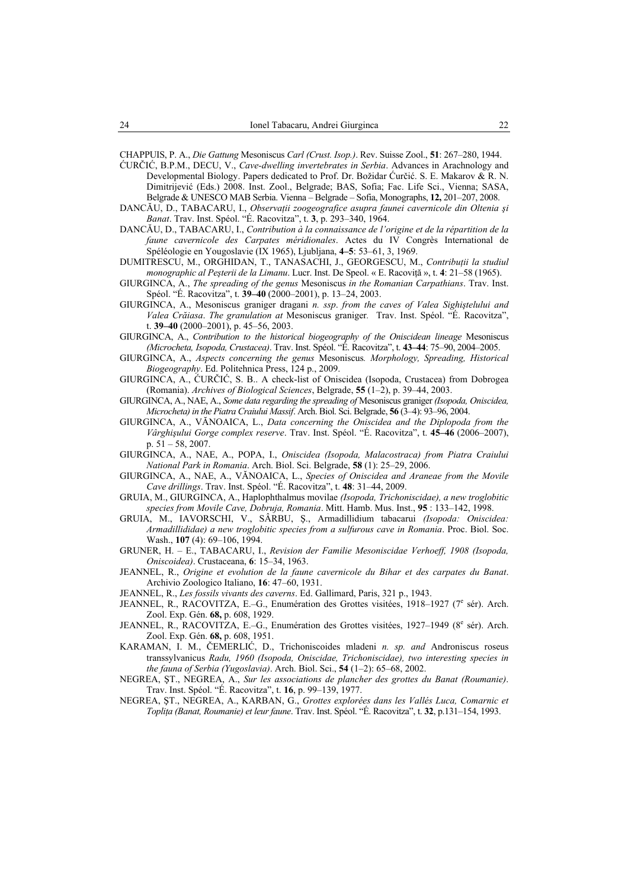CHAPPUIS, P. A., *Die Gattung* Mesoniscus *Carl (Crust. Isop.)*. Rev. Suisse Zool., **51**: 267–280, 1944.

ĆURČIĆ, B.P.M., DECU, V., *Cave-dwelling invertebrates in Serbia*. Advances in Arachnology and Developmental Biology. Papers dedicated to Prof. Dr. Božidar Ćurčić. S. E. Makarov & R. N. Dimitrijević (Eds.) 2008. Inst. Zool., Belgrade; BAS, Sofia; Fac. Life Sci., Vienna; SASA, Belgrade & UNESCO MAB Serbia. Vienna – Belgrade – Sofia, Monographs, **12,** 201–207, 2008.

DANCĂU, D., TABACARU, I., *Observații zoogeografice asupra faunei cavernicole din Oltenia și Banat*. Trav. Inst. Spéol. "É. Racovitza", t. **3**, p. 293–340, 1964.

DANCĂU, D., TABACARU, I., *Contribution à la connaissance de l'origine et de la répartition de la faune cavernicole des Carpates méridionales*. Actes du IV Congrès International de Spéléologie en Yougoslavie (IX 1965), Ljubljana, **4–5**: 53–61, 3, 1969.

DUMITRESCU, M., ORGHIDAN, T., TANASACHI, J., GEORGESCU, M., *Contribuții la studiul monographic al Peșterii de la Limanu*. Lucr. Inst. De Speol. « E. Racoviță », t. **4**: 21–58 (1965).

GIURGINCA, A., *The spreading of the genus* Mesoniscus *in the Romanian Carpathians*. Trav. Inst. Spéol. "É. Racovitza", t. **39–40** (2000–2001), p. 13–24, 2003.

GIURGINCA, A., Mesoniscus graniger dragani *n. ssp. from the caves of Valea Sighiștelului and Valea Crăiasa*. *The granulation at* Mesoniscus graniger*.* Trav. Inst. Spéol. "É. Racovitza", t. **39–40** (2000–2001), p. 45–56, 2003.

GIURGINCA, A., *Contribution to the historical biogeography of the Oniscidean lineage* Mesoniscus *(Microcheta, Isopoda, Crustacea)*. Trav. Inst. Spéol. "É. Racovitza", t. **43–44**: 75–90, 2004–2005.

GIURGINCA, A., *Aspects concerning the genus* Mesoniscus*. Morphology, Spreading, Historical Biogeography*. Ed. Politehnica Press, 124 p., 2009.

GIURGINCA, A., ĆURČIĆ, S. B.. A check-list of Oniscidea (Isopoda, Crustacea) from Dobrogea (Romania). *Archives of Biological Sciences*, Belgrade, **55** (1–2), p. 39–44, 2003.

GIURGINCA, A., NAE, A., *Some data regarding the spreading of* Mesoniscus graniger *(Isopoda, Oniscidea, Microcheta) in the Piatra Craiului Massif*. Arch. Biol. Sci. Belgrade, **56** (3–4): 93–96, 2004.

GIURGINCA, A., VĂNOAICA, L., *Data concerning the Oniscidea and the Diplopoda from the Vârghișului Gorge complex reserve*. Trav. Inst. Spéol. "É. Racovitza", t. **45–46** (2006–2007), p. 51 – 58, 2007.

GIURGINCA, A., NAE, A., POPA, I., *Oniscidea (Isopoda, Malacostraca) from Piatra Craiului National Park in Romania*. Arch. Biol. Sci. Belgrade, **58** (1): 25–29, 2006.

GIURGINCA, A., NAE, A., VĂNOAICA, L., *Species of Oniscidea and Araneae from the Movile Cave drillings*. Trav. Inst. Spéol. "É. Racovitza", t. **48**: 31–44, 2009.

GRUIA, M., GIURGINCA, A., Haplophthalmus movilae *(Isopoda, Trichoniscidae), a new troglobitic species from Movile Cave, Dobruja, Romania*. Mitt. Hamb. Mus. Inst., **95** : 133–142, 1998.

GRUIA, M., IAVORSCHI, V., SÂRBU, Ș., Armadillidium tabacarui *(Isopoda: Oniscidea: Armadillididae) a new troglobitic species from a sulfurous cave in Romania*. Proc. Biol. Soc. Wash., **107** (4): 69–106, 1994.

GRUNER, H. – E., TABACARU, I., *Revision der Familie Mesoniscidae Verhoeff, 1908 (Isopoda, Oniscoidea)*. Crustaceana, **6**: 15–34, 1963.

JEANNEL, R., *Origine et evolution de la faune cavernicole du Bihar et des carpates du Banat*. Archivio Zoologico Italiano, **16**: 47–60, 1931.

JEANNEL, R., *Les fossils vivants des caverns*. Ed. Gallimard, Paris, 321 p., 1943.

JEANNEL, R., RACOVITZA, E.–G., Enumération des Grottes visitées, 1918–1927 (7e sér). Arch. Zool. Exp. Gén. **68,** p. 608, 1929.

JEANNEL, R., RACOVITZA, E.–G., Enumération des Grottes visitées, 1927–1949 (8e sér). Arch. Zool. Exp. Gén. **68,** p. 608, 1951.

KARAMAN, I. M., ČEMERLIĆ, D., Trichoniscoides mladeni *n. sp. and* Androniscus roseus transsylvanicus *Radu, 1960 (Isopoda, Oniscidae, Trichoniscidae), two interesting species in the fauna of Serbia (Yugoslavia)*. Arch. Biol. Sci., **54** (1–2): 65–68, 2002.

NEGREA, ȘT., NEGREA, A., *Sur les associations de plancher des grottes du Banat (Roumanie)*. Trav. Inst. Spéol. "É. Racovitza", t. **16**, p. 99–139, 1977.

NEGREA, ȘT., NEGREA, A., KARBAN, G., *Grottes explorées dans les Vallés Luca, Comarnic et Toplița (Banat, Roumanie) et leur faune*. Trav. Inst. Spéol. "É. Racovitza", t. **32**, p.131–154, 1993.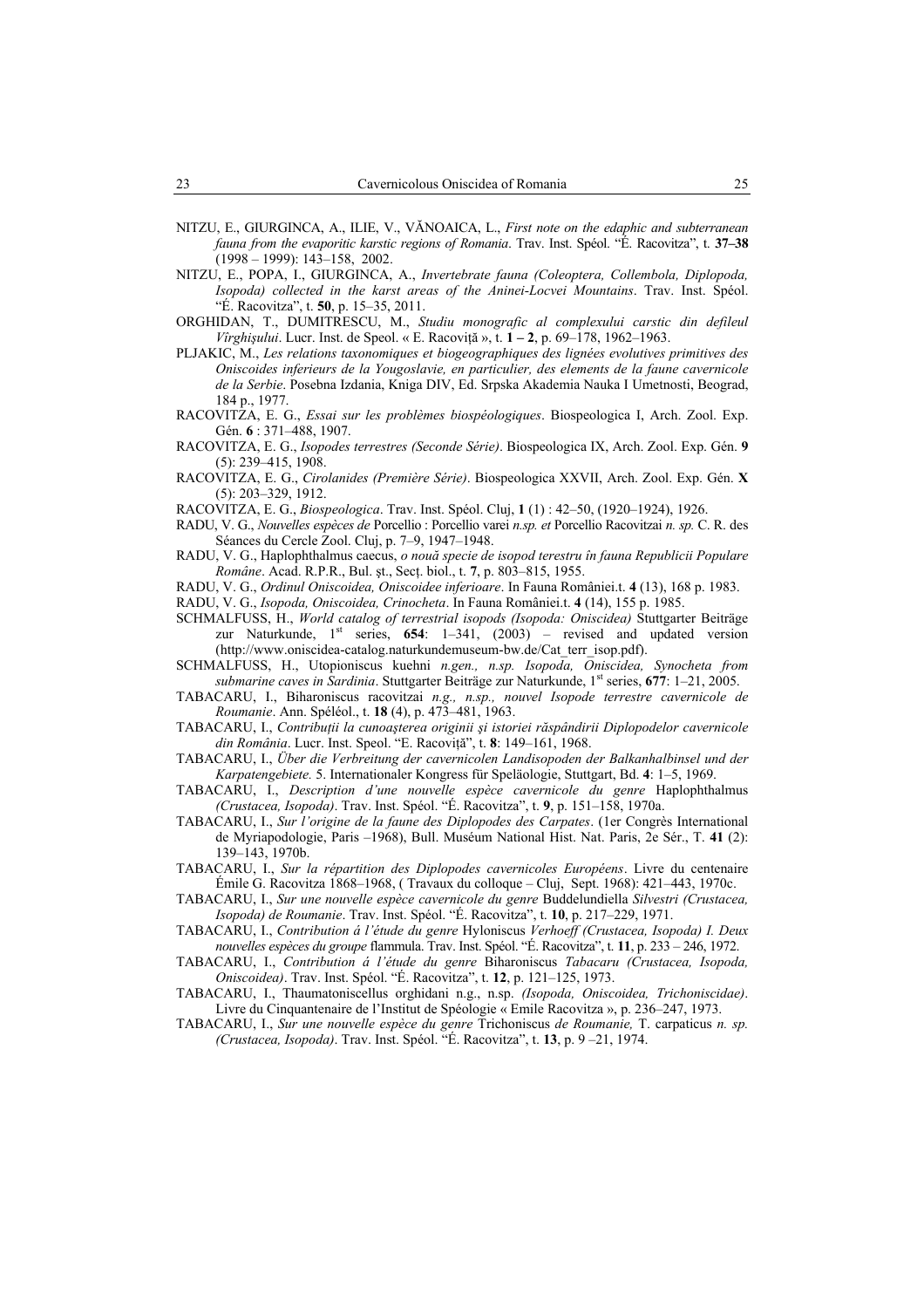NITZU, E., GIURGINCA, A., ILIE, V., VĂNOAICA, L., *First note on the edaphic and subterranean fauna from the evaporitic karstic regions of Romania*. Trav. Inst. Spéol. "É. Racovitza", t. **37–38** (1998 – 1999): 143–158, 2002.

NITZU, E., POPA, I., GIURGINCA, A., *Invertebrate fauna (Coleoptera, Collembola, Diplopoda, Isopoda) collected in the karst areas of the Aninei-Locvei Mountains*. Trav. Inst. Spéol. "É. Racovitza", t. **50**, p. 15–35, 2011.

ORGHIDAN, T., DUMITRESCU, M., *Studiu monografic al complexului carstic din defileul Vîrghişului*. Lucr. Inst. de Speol. « E. Racoviţă », t. **1 – 2**, p. 69–178, 1962–1963.

PLJAKIC, M., *Les relations taxonomiques et biogeographiques des lignées evolutives primitives des Oniscoides inferieurs de la Yougoslavie, en particulier, des elements de la faune cavernicole de la Serbie*. Posebna Izdania, Kniga DIV, Ed. Srpska Akademia Nauka I Umetnosti, Beograd, 184 p., 1977.

RACOVITZA, E. G., *Essai sur les problèmes biospéologiques*. Biospeologica I, Arch. Zool. Exp. Gén. **6** : 371–488, 1907.

RACOVITZA, E. G., *Isopodes terrestres (Seconde Série)*. Biospeologica IX, Arch. Zool. Exp. Gén. **9** (5): 239–415, 1908.

RACOVITZA, E. G., *Cirolanides (Première Série)*. Biospeologica XXVII, Arch. Zool. Exp. Gén. **X** (5): 203–329, 1912.

RACOVITZA, E. G., *Biospeologica*. Trav. Inst. Spéol. Cluj, **1** (1) : 42–50, (1920–1924), 1926.

RADU, V. G., *Nouvelles espèces de* Porcellio : Porcellio varei *n.sp. et* Porcellio Racovitzai *n. sp.* C. R. des Séances du Cercle Zool. Cluj, p. 7–9, 1947–1948.

RADU, V. G., Haplophthalmus caecus, *o nouă specie de isopod terestru în fauna Republicii Populare Române*. Acad. R.P.R., Bul. şt., Secţ. biol., t. **7**, p. 803–815, 1955.

RADU, V. G., *Ordinul Oniscoidea, Oniscoidee inferioare*. In Fauna României.t. **4** (13), 168 p. 1983.

RADU, V. G., *Isopoda, Oniscoidea, Crinocheta*. In Fauna României.t. **4** (14), 155 p. 1985.

SCHMALFUSS, H., *World catalog of terrestrial isopods (Isopoda: Oniscidea)* Stuttgarter Beiträge zur Naturkunde, 1st series, **654**: 1–341, (2003) – revised and updated version (http://www.oniscidea-catalog.naturkundemuseum-bw.de/Cat_terr_isop.pdf).

SCHMALFUSS, H., Utopioniscus kuehni *n.gen., n.sp. Isopoda, Oniscidea, Synocheta from submarine caves in Sardinia*. Stuttgarter Beiträge zur Naturkunde, 1st series, **677**: 1–21, 2005.

TABACARU, I., Biharoniscus racovitzai *n.g., n.sp., nouvel Isopode terrestre cavernicole de Roumanie*. Ann. Spéléol., t. **18** (4), p. 473–481, 1963.

TABACARU, I., *Contribuţii la cunoaşterea originii şi istoriei răspândirii Diplopodelor cavernicole din România*. Lucr. Inst. Speol. "E. Racoviţă", t. **8**: 149–161, 1968.

TABACARU, I., *Über die Verbreitung der cavernicolen Landisopoden der Balkanhalbinsel und der Karpatengebiete.* 5. Internationaler Kongress für Speläologie, Stuttgart, Bd. **4**: 1–5, 1969.

TABACARU, I., *Description d'une nouvelle espèce cavernicole du genre* Haplophthalmus *(Crustacea, Isopoda)*. Trav. Inst. Spéol. "É. Racovitza", t. **9**, p. 151–158, 1970a.

TABACARU, I., *Sur l'origine de la faune des Diplopodes des Carpates*. (1er Congrès International de Myriapodologie, Paris –1968), Bull. Muséum National Hist. Nat. Paris, 2e Sér., T. **41** (2): 139–143, 1970b.

TABACARU, I., *Sur la répartition des Diplopodes cavernicoles Européens*. Livre du centenaire Émile G. Racovitza 1868–1968, ( Travaux du colloque – Cluj, Sept. 1968): 421–443, 1970c.

TABACARU, I., *Sur une nouvelle espèce cavernicole du genre* Buddelundiella *Silvestri (Crustacea, Isopoda) de Roumanie*. Trav. Inst. Spéol. "É. Racovitza", t. **10**, p. 217–229, 1971.

TABACARU, I., *Contribution á l'étude du genre* Hyloniscus *Verhoeff (Crustacea, Isopoda) I. Deux nouvelles espèces du groupe* flammula. Trav. Inst. Spéol. "É. Racovitza", t. **11**, p. 233 – 246, 1972.

TABACARU, I., *Contribution á l'étude du genre* Biharoniscus *Tabacaru (Crustacea, Isopoda, Oniscoidea)*. Trav. Inst. Spéol. "É. Racovitza", t. **12**, p. 121–125, 1973.

TABACARU, I., Thaumatoniscellus orghidani n.g., n.sp. *(Isopoda, Oniscoidea, Trichoniscidae)*. Livre du Cinquantenaire de l'Institut de Spéologie « Emile Racovitza », p. 236–247, 1973.

TABACARU, I., *Sur une nouvelle espèce du genre* Trichoniscus *de Roumanie,* T. carpaticus *n. sp. (Crustacea, Isopoda)*. Trav. Inst. Spéol. "É. Racovitza", t. **13**, p. 9 –21, 1974.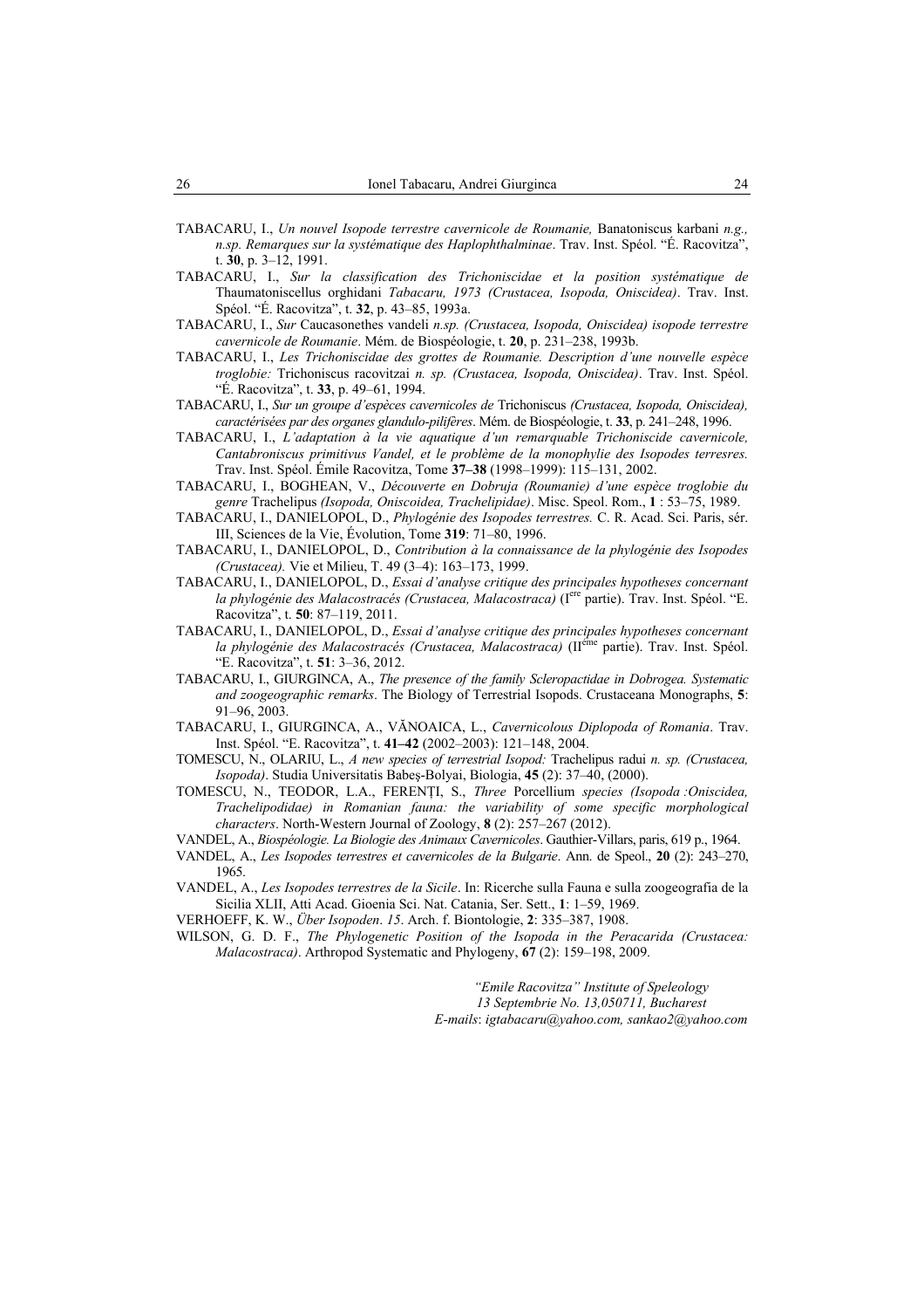TABACARU, I., *Un nouvel Isopode terrestre cavernicole de Roumanie,* Banatoniscus karbani *n.g., n.sp. Remarques sur la systématique des Haplophthalminae*. Trav. Inst. Spéol. "É. Racovitza", t. **30**, p. 3–12, 1991.

TABACARU, I., *Sur la classification des Trichoniscidae et la position systématique de* Thaumatoniscellus orghidani *Tabacaru, 1973 (Crustacea, Isopoda, Oniscidea)*. Trav. Inst. Spéol. "É. Racovitza", t. **32**, p. 43–85, 1993a.

TABACARU, I., *Sur* Caucasonethes vandeli *n.sp. (Crustacea, Isopoda, Oniscidea) isopode terrestre cavernicole de Roumanie*. Mém. de Biospéologie, t. **20**, p. 231–238, 1993b.

TABACARU, I., *Les Trichoniscidae des grottes de Roumanie. Description d'une nouvelle espèce troglobie:* Trichoniscus racovitzai *n. sp. (Crustacea, Isopoda, Oniscidea)*. Trav. Inst. Spéol. "É. Racovitza", t. **33**, p. 49–61, 1994.

TABACARU, I., *Sur un groupe d'espèces cavernicoles de* Trichoniscus *(Crustacea, Isopoda, Oniscidea), caractérisées par des organes glandulo-pilifères*. Mém. de Biospéologie, t. **33**, p. 241–248, 1996.

TABACARU, I., *L'adaptation à la vie aquatique d'un remarquable Trichoniscide cavernicole, Cantabroniscus primitivus Vandel, et le problème de la monophylie des Isopodes terresres.* Trav. Inst. Spéol. Émile Racovitza, Tome **37–38** (1998–1999): 115–131, 2002.

TABACARU, I., BOGHEAN, V., *Découverte en Dobruja (Roumanie) d'une espèce troglobie du genre* Trachelipus *(Isopoda, Oniscoidea, Trachelipidae)*. Misc. Speol. Rom., **1** : 53–75, 1989.

TABACARU, I., DANIELOPOL, D., *Phylogénie des Isopodes terrestres.* C. R. Acad. Sci. Paris, sér. III, Sciences de la Vie, Évolution, Tome **319**: 71–80, 1996.

TABACARU, I., DANIELOPOL, D., *Contribution à la connaissance de la phylogénie des Isopodes (Crustacea).* Vie et Milieu, T. 49 (3–4): 163–173, 1999.

TABACARU, I., DANIELOPOL, D., *Essai d'analyse critique des principales hypotheses concernant la phylogénie des Malacostracés (Crustacea, Malacostraca)* (I[ère] partie). Trav. Inst. Spéol. "E. Racovitza", t. **50**: 87–119, 2011.

TABACARU, I., DANIELOPOL, D., *Essai d'analyse critique des principales hypotheses concernant la phylogénie des Malacostracés (Crustacea, Malacostraca)* (II[ème] partie). Trav. Inst. Spéol. "E. Racovitza", t. **51**: 3–36, 2012.

TABACARU, I., GIURGINCA, A., *The presence of the family Scleropactidae in Dobrogea. Systematic and zoogeographic remarks*. The Biology of Terrestrial Isopods. Crustaceana Monographs, **5**: 91–96, 2003.

TABACARU, I., GIURGINCA, A., VĂNOAICA, L., *Cavernicolous Diplopoda of Romania*. Trav. Inst. Spéol. "E. Racovitza", t. **41–42** (2002–2003): 121–148, 2004.

TOMESCU, N., OLARIU, L., *A new species of terrestrial Isopod:* Trachelipus radui *n. sp. (Crustacea, Isopoda)*. Studia Universitatis Babeş-Bolyai, Biologia, **45** (2): 37–40, (2000).

TOMESCU, N., TEODOR, L.A., FERENŢI, S., *Three* Porcellium *species (Isopoda :Oniscidea, Trachelipodidae) in Romanian fauna: the variability of some specific morphological characters*. North-Western Journal of Zoology, **8** (2): 257–267 (2012).

VANDEL, A., *Biospéologie. La Biologie des Animaux Cavernicoles*. Gauthier-Villars, paris, 619 p., 1964.

VANDEL, A., *Les Isopodes terrestres et cavernicoles de la Bulgarie*. Ann. de Speol., **20** (2): 243–270, 1965.

VANDEL, A., *Les Isopodes terrestres de la Sicile*. In: Ricerche sulla Fauna e sulla zoogeografia de la Sicilia XLII, Atti Acad. Gioenia Sci. Nat. Catania, Ser. Sett., **1**: 1–59, 1969.

VERHOEFF, K. W., *Über Isopoden*. *15*. Arch. f. Biontologie, **2**: 335–387, 1908.

WILSON, G. D. F., *The Phylogenetic Position of the Isopoda in the Peracarida (Crustacea: Malacostraca)*. Arthropod Systematic and Phylogeny, **67** (2): 159–198, 2009.

*"Emile Racovitza" Institute of Speleology*
*13 Septembrie No. 13,050711, Bucharest*
*E-mails*: *igtabacaru@yahoo.com, sankao2@yahoo.com*